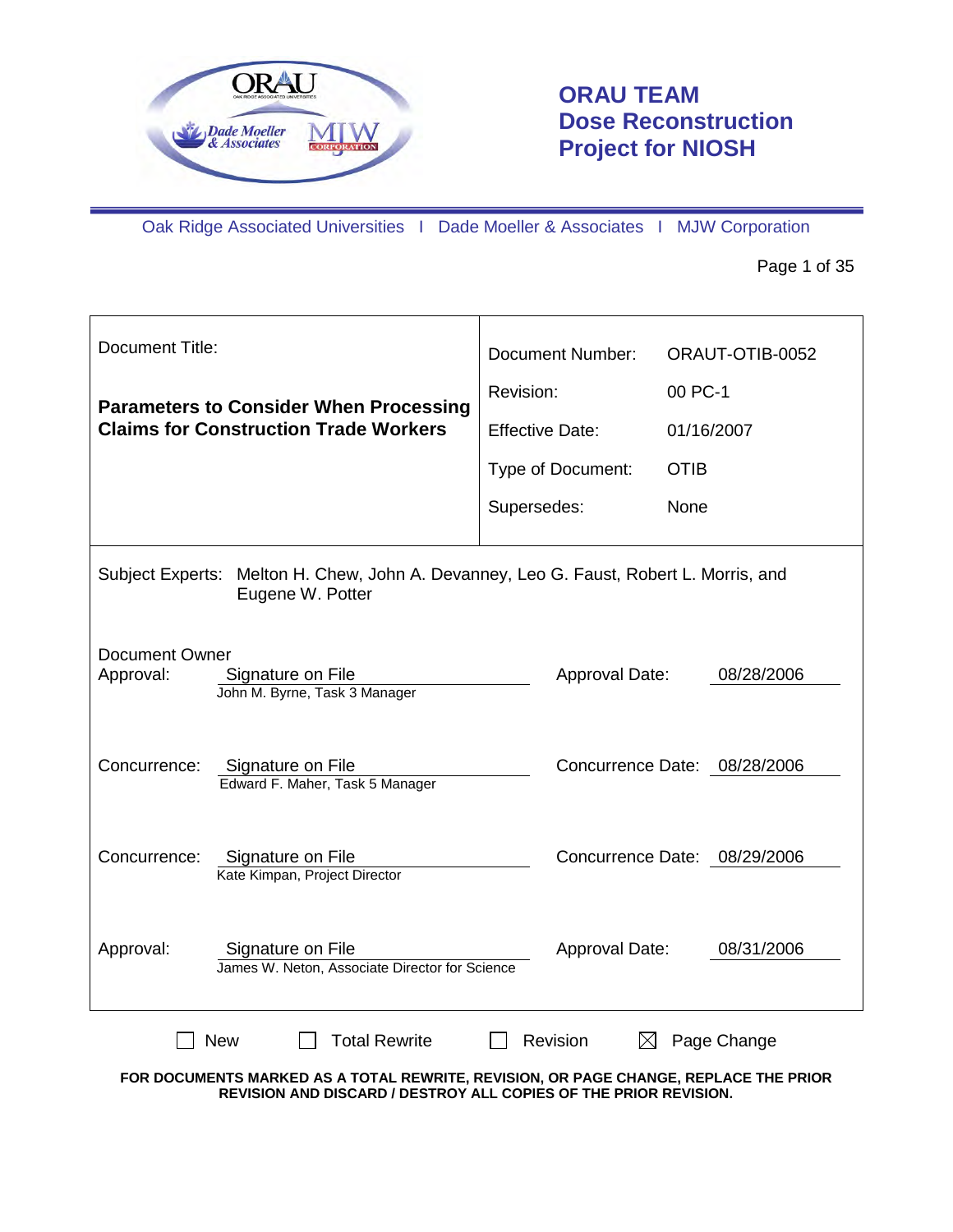# ORAU TEAM
# Dose Reconstruction Project for NIOSH

Oak Ridge Associated Universities I Dade Moeller & Associates I MJW Corporation

| Document Title: | Document Number: | ORAUT-OTIB-0052 |
| --- | --- | --- |
| **Parameters to Consider When Processing Claims for Construction Trade Workers** | Revision: | 00 PC-1 |
| | Effective Date: | 01/16/2007 |
| | Type of Document: | OTIB |
| | Supersedes: | None |

Subject Experts: Melton H. Chew, John A. Devanney, Leo G. Faust, Robert L. Morris, and Eugene W. Potter

| | | | |
| --- | --- | --- | --- |
| Document Owner Approval: | Signature on File<br>John M. Byrne, Task 3 Manager | Approval Date: | 08/28/2006 |
| Concurrence: | Signature on File<br>Edward F. Maher, Task 5 Manager | Concurrence Date: | 08/28/2006 |
| Concurrence: | Signature on File<br>Kate Kimpan, Project Director | Concurrence Date: | 08/29/2006 |
| Approval: | Signature on File<br>James W. Neton, Associate Director for Science | Approval Date: | 08/31/2006 |

☐ New ☐ Total Rewrite ☐ Revision ☒ Page Change

**FOR DOCUMENTS MARKED AS A TOTAL REWRITE, REVISION, OR PAGE CHANGE, REPLACE THE PRIOR REVISION AND DISCARD / DESTROY ALL COPIES OF THE PRIOR REVISION.**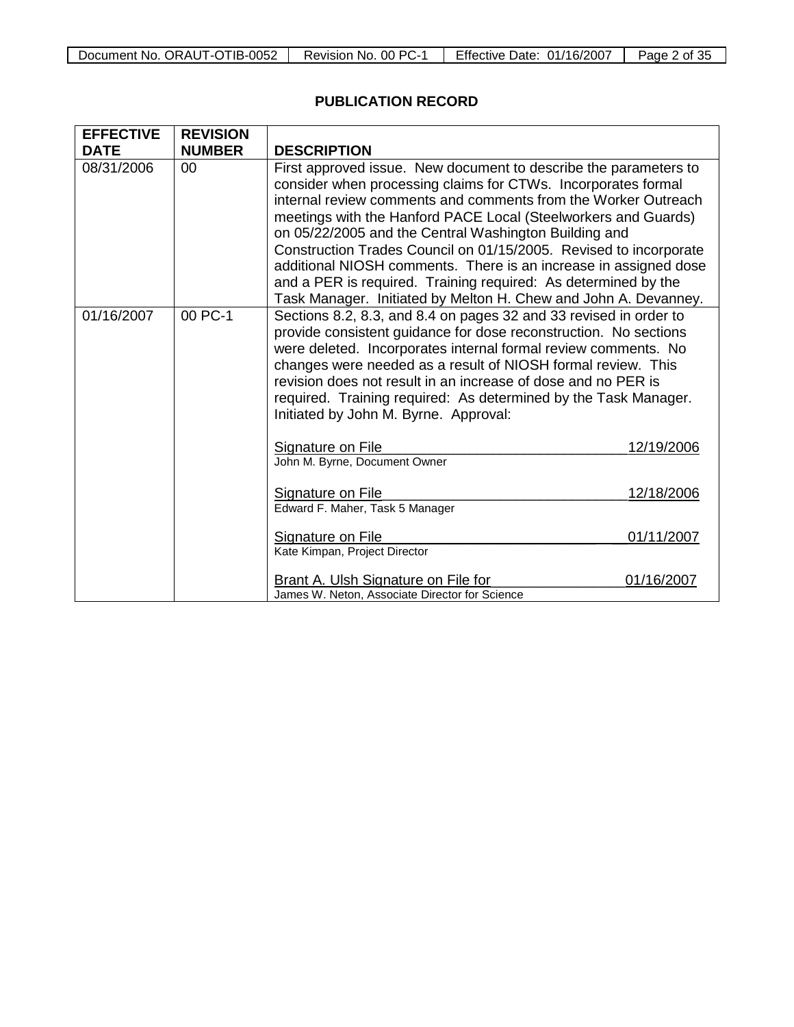# PUBLICATION RECORD

| EFFECTIVE DATE | REVISION NUMBER | DESCRIPTION |
|---|---|---|
| 08/31/2006 | 00 | First approved issue. New document to describe the parameters to consider when processing claims for CTWs. Incorporates formal internal review comments and comments from the Worker Outreach meetings with the Hanford PACE Local (Steelworkers and Guards) on 05/22/2005 and the Central Washington Building and Construction Trades Council on 01/15/2005. Revised to incorporate additional NIOSH comments. There is an increase in assigned dose and a PER is required. Training required: As determined by the Task Manager. Initiated by Melton H. Chew and John A. Devanney. |
| 01/16/2007 | 00 PC-1 | Sections 8.2, 8.3, and 8.4 on pages 32 and 33 revised in order to provide consistent guidance for dose reconstruction. No sections were deleted. Incorporates internal formal review comments. No changes were needed as a result of NIOSH formal review. This revision does not result in an increase of dose and no PER is required. Training required: As determined by the Task Manager. Initiated by John M. Byrne. Approval:<br><br>Signature on File 12/19/2006<br>John M. Byrne, Document Owner<br><br>Signature on File 12/18/2006<br>Edward F. Maher, Task 5 Manager<br><br>Signature on File 01/11/2007<br>Kate Kimpan, Project Director<br><br>Brant A. Ulsh Signature on File for 01/16/2007<br>James W. Neton, Associate Director for Science |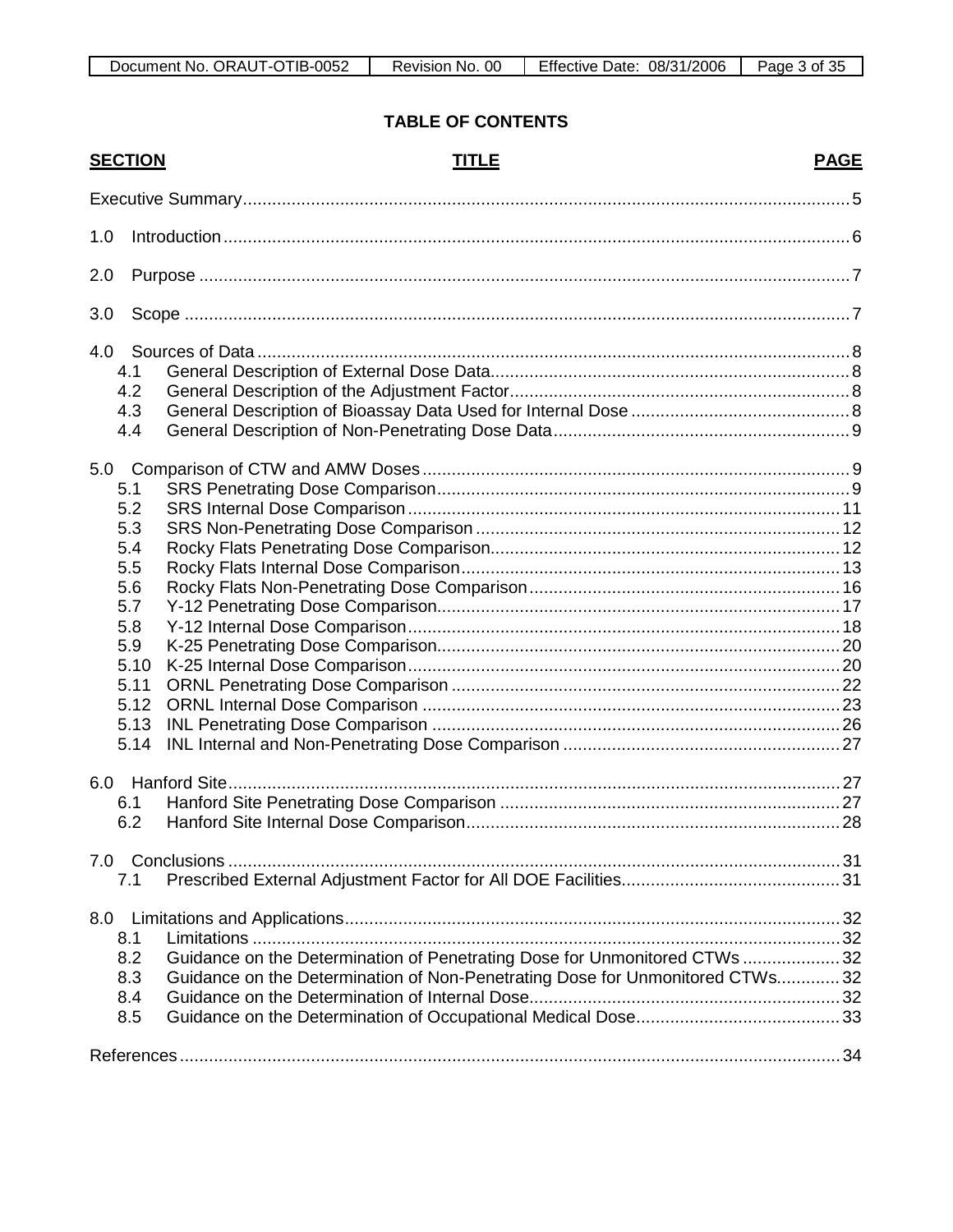## TABLE OF CONTENTS

| SECTION | TITLE | PAGE |
|---|---|---|
| | Executive Summary | 5 |
| 1.0 | Introduction | 6 |
| 2.0 | Purpose | 7 |
| 3.0 | Scope | 7 |
| 4.0 | Sources of Data | 8 |
| 4.1 | General Description of External Dose Data | 8 |
| 4.2 | General Description of the Adjustment Factor | 8 |
| 4.3 | General Description of Bioassay Data Used for Internal Dose | 8 |
| 4.4 | General Description of Non-Penetrating Dose Data | 9 |
| 5.0 | Comparison of CTW and AMW Doses | 9 |
| 5.1 | SRS Penetrating Dose Comparison | 9 |
| 5.2 | SRS Internal Dose Comparison | 11 |
| 5.3 | SRS Non-Penetrating Dose Comparison | 12 |
| 5.4 | Rocky Flats Penetrating Dose Comparison | 12 |
| 5.5 | Rocky Flats Internal Dose Comparison | 13 |
| 5.6 | Rocky Flats Non-Penetrating Dose Comparison | 16 |
| 5.7 | Y-12 Penetrating Dose Comparison | 17 |
| 5.8 | Y-12 Internal Dose Comparison | 18 |
| 5.9 | K-25 Penetrating Dose Comparison | 20 |
| 5.10 | K-25 Internal Dose Comparison | 20 |
| 5.11 | ORNL Penetrating Dose Comparison | 22 |
| 5.12 | ORNL Internal Dose Comparison | 23 |
| 5.13 | INL Penetrating Dose Comparison | 26 |
| 5.14 | INL Internal and Non-Penetrating Dose Comparison | 27 |
| 6.0 | Hanford Site | 27 |
| 6.1 | Hanford Site Penetrating Dose Comparison | 27 |
| 6.2 | Hanford Site Internal Dose Comparison | 28 |
| 7.0 | Conclusions | 31 |
| 7.1 | Prescribed External Adjustment Factor for All DOE Facilities | 31 |
| 8.0 | Limitations and Applications | 32 |
| 8.1 | Limitations | 32 |
| 8.2 | Guidance on the Determination of Penetrating Dose for Unmonitored CTWs | 32 |
| 8.3 | Guidance on the Determination of Non-Penetrating Dose for Unmonitored CTWs | 32 |
| 8.4 | Guidance on the Determination of Internal Dose | 32 |
| 8.5 | Guidance on the Determination of Occupational Medical Dose | 33 |
| | References | 34 |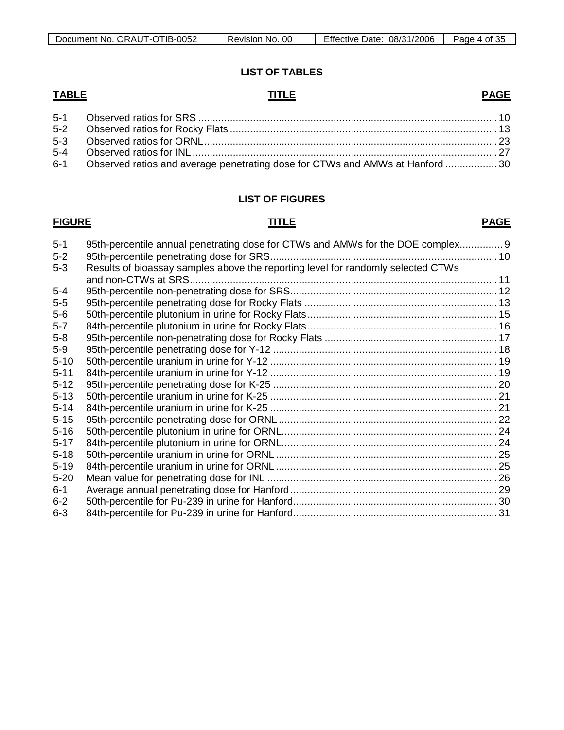## LIST OF TABLES

| TABLE | TITLE | PAGE |
|---|---|---|
| 5-1 | Observed ratios for SRS | 10 |
| 5-2 | Observed ratios for Rocky Flats | 13 |
| 5-3 | Observed ratios for ORNL | 23 |
| 5-4 | Observed ratios for INL | 27 |
| 6-1 | Observed ratios and average penetrating dose for CTWs and AMWs at Hanford | 30 |

## LIST OF FIGURES

| FIGURE | TITLE | PAGE |
|---|---|---|
| 5-1 | 95th-percentile annual penetrating dose for CTWs and AMWs for the DOE complex | 9 |
| 5-2 | 95th-percentile penetrating dose for SRS | 10 |
| 5-3 | Results of bioassay samples above the reporting level for randomly selected CTWs and non-CTWs at SRS | 11 |
| 5-4 | 95th-percentile non-penetrating dose for SRS | 12 |
| 5-5 | 95th-percentile penetrating dose for Rocky Flats | 13 |
| 5-6 | 50th-percentile plutonium in urine for Rocky Flats | 15 |
| 5-7 | 84th-percentile plutonium in urine for Rocky Flats | 16 |
| 5-8 | 95th-percentile non-penetrating dose for Rocky Flats | 17 |
| 5-9 | 95th-percentile penetrating dose for Y-12 | 18 |
| 5-10 | 50th-percentile uranium in urine for Y-12 | 19 |
| 5-11 | 84th-percentile uranium in urine for Y-12 | 19 |
| 5-12 | 95th-percentile penetrating dose for K-25 | 20 |
| 5-13 | 50th-percentile uranium in urine for K-25 | 21 |
| 5-14 | 84th-percentile uranium in urine for K-25 | 21 |
| 5-15 | 95th-percentile penetrating dose for ORNL | 22 |
| 5-16 | 50th-percentile plutonium in urine for ORNL | 24 |
| 5-17 | 84th-percentile plutonium in urine for ORNL | 24 |
| 5-18 | 50th-percentile uranium in urine for ORNL | 25 |
| 5-19 | 84th-percentile uranium in urine for ORNL | 25 |
| 5-20 | Mean value for penetrating dose for INL | 26 |
| 6-1 | Average annual penetrating dose for Hanford | 29 |
| 6-2 | 50th-percentile for Pu-239 in urine for Hanford | 30 |
| 6-3 | 84th-percentile for Pu-239 in urine for Hanford | 31 |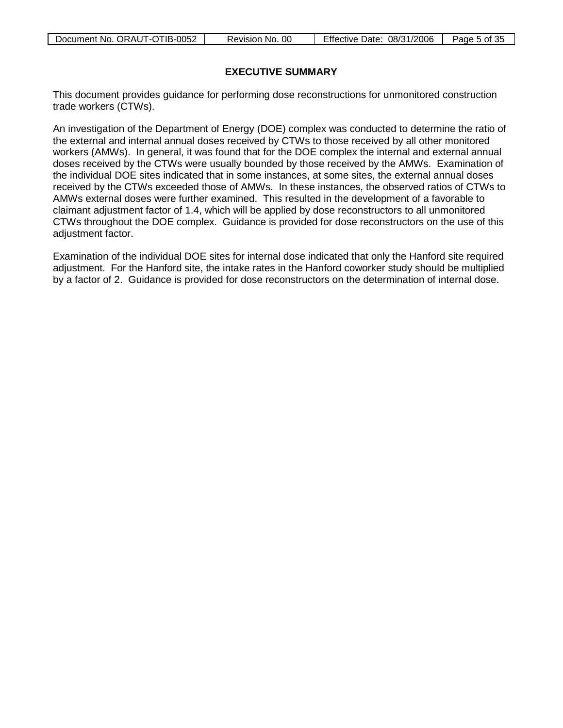## EXECUTIVE SUMMARY

This document provides guidance for performing dose reconstructions for unmonitored construction trade workers (CTWs).

An investigation of the Department of Energy (DOE) complex was conducted to determine the ratio of the external and internal annual doses received by CTWs to those received by all other monitored workers (AMWs). In general, it was found that for the DOE complex the internal and external annual doses received by the CTWs were usually bounded by those received by the AMWs. Examination of the individual DOE sites indicated that in some instances, at some sites, the external annual doses received by the CTWs exceeded those of AMWs. In these instances, the observed ratios of CTWs to AMWs external doses were further examined. This resulted in the development of a favorable to claimant adjustment factor of 1.4, which will be applied by dose reconstructors to all unmonitored CTWs throughout the DOE complex. Guidance is provided for dose reconstructors on the use of this adjustment factor.

Examination of the individual DOE sites for internal dose indicated that only the Hanford site required adjustment. For the Hanford site, the intake rates in the Hanford coworker study should be multiplied by a factor of 2. Guidance is provided for dose reconstructors on the determination of internal dose.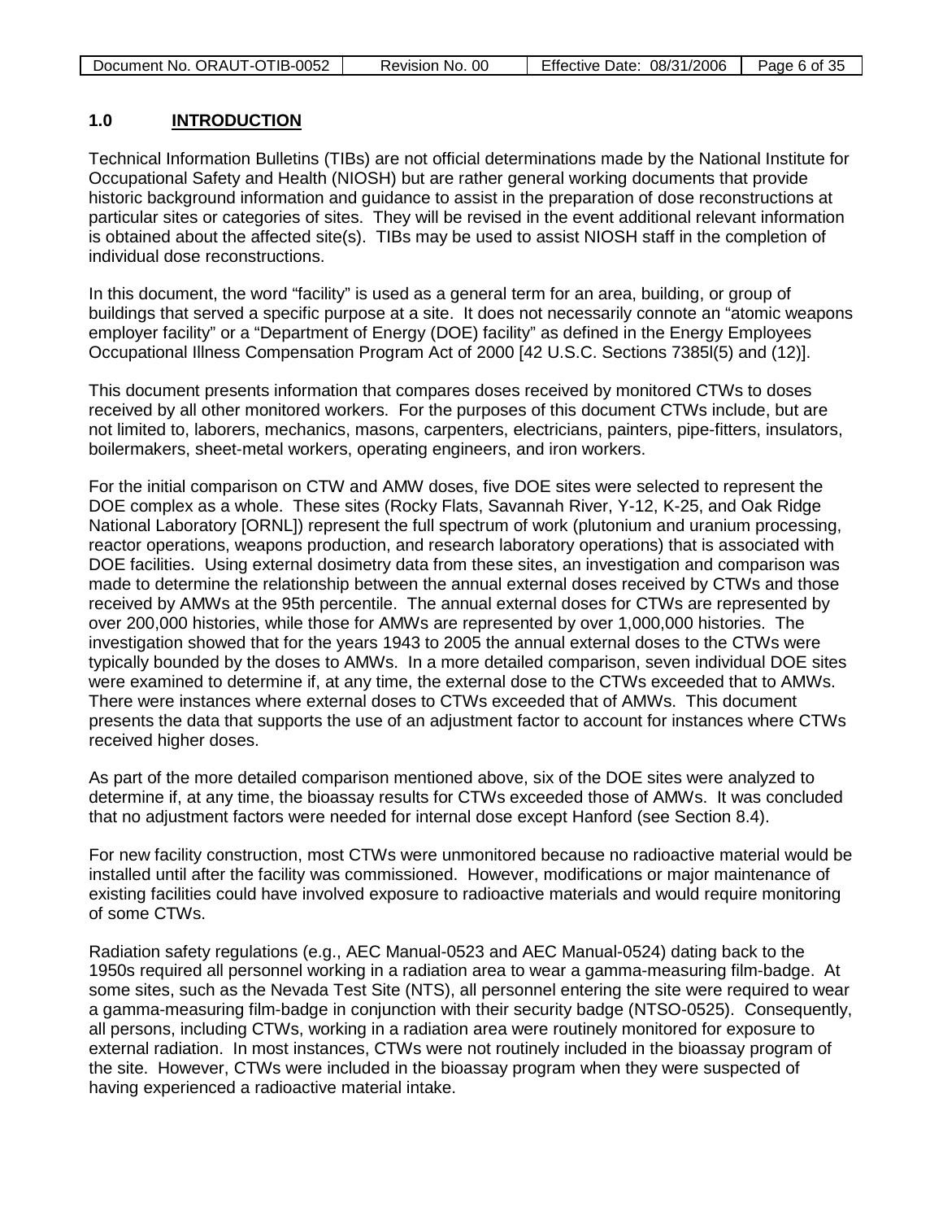## 1.0 INTRODUCTION

Technical Information Bulletins (TIBs) are not official determinations made by the National Institute for Occupational Safety and Health (NIOSH) but are rather general working documents that provide historic background information and guidance to assist in the preparation of dose reconstructions at particular sites or categories of sites. They will be revised in the event additional relevant information is obtained about the affected site(s). TIBs may be used to assist NIOSH staff in the completion of individual dose reconstructions.

In this document, the word "facility" is used as a general term for an area, building, or group of buildings that served a specific purpose at a site. It does not necessarily connote an "atomic weapons employer facility" or a "Department of Energy (DOE) facility" as defined in the Energy Employees Occupational Illness Compensation Program Act of 2000 [42 U.S.C. Sections 7385l(5) and (12)].

This document presents information that compares doses received by monitored CTWs to doses received by all other monitored workers. For the purposes of this document CTWs include, but are not limited to, laborers, mechanics, masons, carpenters, electricians, painters, pipe-fitters, insulators, boilermakers, sheet-metal workers, operating engineers, and iron workers.

For the initial comparison on CTW and AMW doses, five DOE sites were selected to represent the DOE complex as a whole. These sites (Rocky Flats, Savannah River, Y-12, K-25, and Oak Ridge National Laboratory [ORNL]) represent the full spectrum of work (plutonium and uranium processing, reactor operations, weapons production, and research laboratory operations) that is associated with DOE facilities. Using external dosimetry data from these sites, an investigation and comparison was made to determine the relationship between the annual external doses received by CTWs and those received by AMWs at the 95th percentile. The annual external doses for CTWs are represented by over 200,000 histories, while those for AMWs are represented by over 1,000,000 histories. The investigation showed that for the years 1943 to 2005 the annual external doses to the CTWs were typically bounded by the doses to AMWs. In a more detailed comparison, seven individual DOE sites were examined to determine if, at any time, the external dose to the CTWs exceeded that to AMWs. There were instances where external doses to CTWs exceeded that of AMWs. This document presents the data that supports the use of an adjustment factor to account for instances where CTWs received higher doses.

As part of the more detailed comparison mentioned above, six of the DOE sites were analyzed to determine if, at any time, the bioassay results for CTWs exceeded those of AMWs. It was concluded that no adjustment factors were needed for internal dose except Hanford (see Section 8.4).

For new facility construction, most CTWs were unmonitored because no radioactive material would be installed until after the facility was commissioned. However, modifications or major maintenance of existing facilities could have involved exposure to radioactive materials and would require monitoring of some CTWs.

Radiation safety regulations (e.g., AEC Manual-0523 and AEC Manual-0524) dating back to the 1950s required all personnel working in a radiation area to wear a gamma-measuring film-badge. At some sites, such as the Nevada Test Site (NTS), all personnel entering the site were required to wear a gamma-measuring film-badge in conjunction with their security badge (NTSO-0525). Consequently, all persons, including CTWs, working in a radiation area were routinely monitored for exposure to external radiation. In most instances, CTWs were not routinely included in the bioassay program of the site. However, CTWs were included in the bioassay program when they were suspected of having experienced a radioactive material intake.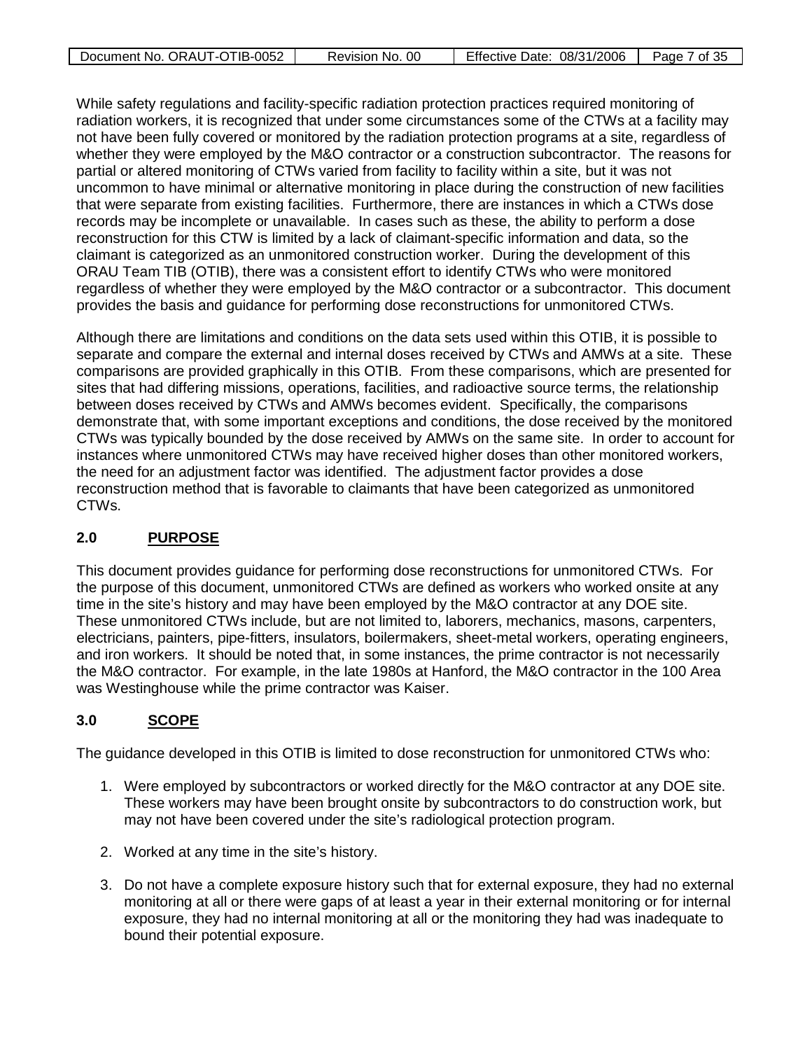While safety regulations and facility-specific radiation protection practices required monitoring of radiation workers, it is recognized that under some circumstances some of the CTWs at a facility may not have been fully covered or monitored by the radiation protection programs at a site, regardless of whether they were employed by the M&O contractor or a construction subcontractor. The reasons for partial or altered monitoring of CTWs varied from facility to facility within a site, but it was not uncommon to have minimal or alternative monitoring in place during the construction of new facilities that were separate from existing facilities. Furthermore, there are instances in which a CTWs dose records may be incomplete or unavailable. In cases such as these, the ability to perform a dose reconstruction for this CTW is limited by a lack of claimant-specific information and data, so the claimant is categorized as an unmonitored construction worker. During the development of this ORAU Team TIB (OTIB), there was a consistent effort to identify CTWs who were monitored regardless of whether they were employed by the M&O contractor or a subcontractor. This document provides the basis and guidance for performing dose reconstructions for unmonitored CTWs.

Although there are limitations and conditions on the data sets used within this OTIB, it is possible to separate and compare the external and internal doses received by CTWs and AMWs at a site. These comparisons are provided graphically in this OTIB. From these comparisons, which are presented for sites that had differing missions, operations, facilities, and radioactive source terms, the relationship between doses received by CTWs and AMWs becomes evident. Specifically, the comparisons demonstrate that, with some important exceptions and conditions, the dose received by the monitored CTWs was typically bounded by the dose received by AMWs on the same site. In order to account for instances where unmonitored CTWs may have received higher doses than other monitored workers, the need for an adjustment factor was identified. The adjustment factor provides a dose reconstruction method that is favorable to claimants that have been categorized as unmonitored CTWs.

## 2.0 PURPOSE

This document provides guidance for performing dose reconstructions for unmonitored CTWs. For the purpose of this document, unmonitored CTWs are defined as workers who worked onsite at any time in the site's history and may have been employed by the M&O contractor at any DOE site. These unmonitored CTWs include, but are not limited to, laborers, mechanics, masons, carpenters, electricians, painters, pipe-fitters, insulators, boilermakers, sheet-metal workers, operating engineers, and iron workers. It should be noted that, in some instances, the prime contractor is not necessarily the M&O contractor. For example, in the late 1980s at Hanford, the M&O contractor in the 100 Area was Westinghouse while the prime contractor was Kaiser.

## 3.0 SCOPE

The guidance developed in this OTIB is limited to dose reconstruction for unmonitored CTWs who:

1. Were employed by subcontractors or worked directly for the M&O contractor at any DOE site. These workers may have been brought onsite by subcontractors to do construction work, but may not have been covered under the site's radiological protection program.

2. Worked at any time in the site's history.

3. Do not have a complete exposure history such that for external exposure, they had no external monitoring at all or there were gaps of at least a year in their external monitoring or for internal exposure, they had no internal monitoring at all or the monitoring they had was inadequate to bound their potential exposure.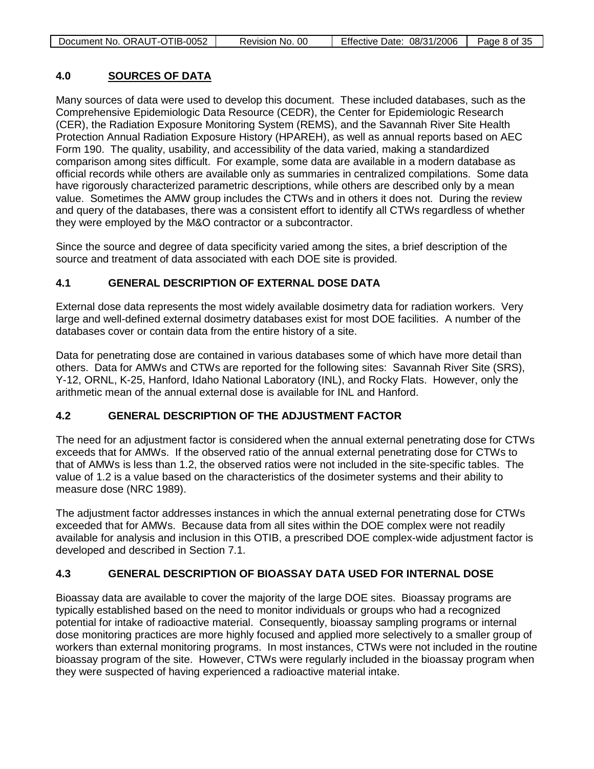## 4.0 SOURCES OF DATA

Many sources of data were used to develop this document. These included databases, such as the Comprehensive Epidemiologic Data Resource (CEDR), the Center for Epidemiologic Research (CER), the Radiation Exposure Monitoring System (REMS), and the Savannah River Site Health Protection Annual Radiation Exposure History (HPAREH), as well as annual reports based on AEC Form 190. The quality, usability, and accessibility of the data varied, making a standardized comparison among sites difficult. For example, some data are available in a modern database as official records while others are available only as summaries in centralized compilations. Some data have rigorously characterized parametric descriptions, while others are described only by a mean value. Sometimes the AMW group includes the CTWs and in others it does not. During the review and query of the databases, there was a consistent effort to identify all CTWs regardless of whether they were employed by the M&O contractor or a subcontractor.

Since the source and degree of data specificity varied among the sites, a brief description of the source and treatment of data associated with each DOE site is provided.

### 4.1 GENERAL DESCRIPTION OF EXTERNAL DOSE DATA

External dose data represents the most widely available dosimetry data for radiation workers. Very large and well-defined external dosimetry databases exist for most DOE facilities. A number of the databases cover or contain data from the entire history of a site.

Data for penetrating dose are contained in various databases some of which have more detail than others. Data for AMWs and CTWs are reported for the following sites: Savannah River Site (SRS), Y-12, ORNL, K-25, Hanford, Idaho National Laboratory (INL), and Rocky Flats. However, only the arithmetic mean of the annual external dose is available for INL and Hanford.

### 4.2 GENERAL DESCRIPTION OF THE ADJUSTMENT FACTOR

The need for an adjustment factor is considered when the annual external penetrating dose for CTWs exceeds that for AMWs. If the observed ratio of the annual external penetrating dose for CTWs to that of AMWs is less than 1.2, the observed ratios were not included in the site-specific tables. The value of 1.2 is a value based on the characteristics of the dosimeter systems and their ability to measure dose (NRC 1989).

The adjustment factor addresses instances in which the annual external penetrating dose for CTWs exceeded that for AMWs. Because data from all sites within the DOE complex were not readily available for analysis and inclusion in this OTIB, a prescribed DOE complex-wide adjustment factor is developed and described in Section 7.1.

### 4.3 GENERAL DESCRIPTION OF BIOASSAY DATA USED FOR INTERNAL DOSE

Bioassay data are available to cover the majority of the large DOE sites. Bioassay programs are typically established based on the need to monitor individuals or groups who had a recognized potential for intake of radioactive material. Consequently, bioassay sampling programs or internal dose monitoring practices are more highly focused and applied more selectively to a smaller group of workers than external monitoring programs. In most instances, CTWs were not included in the routine bioassay program of the site. However, CTWs were regularly included in the bioassay program when they were suspected of having experienced a radioactive material intake.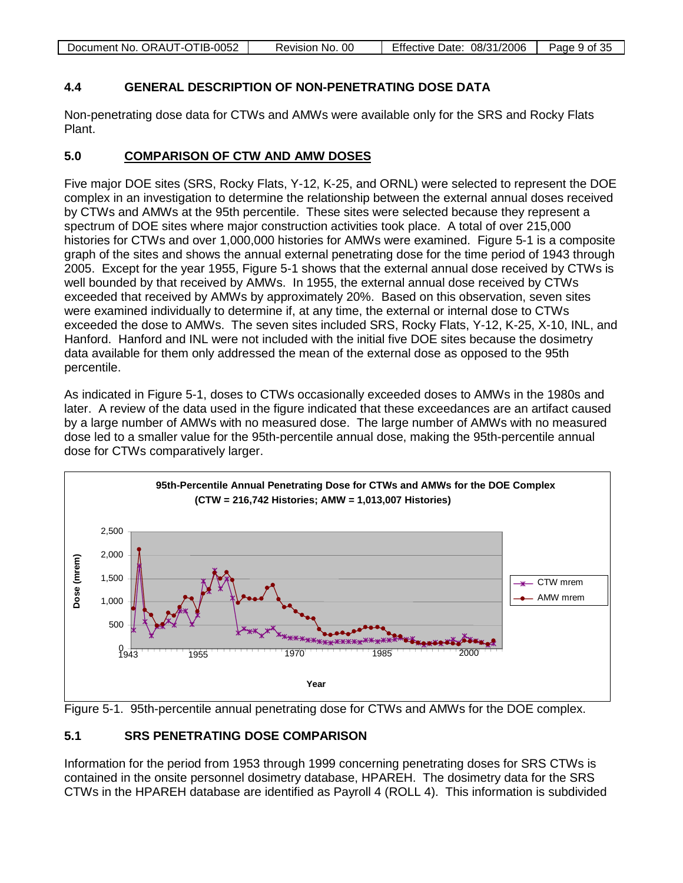## 4.4 GENERAL DESCRIPTION OF NON-PENETRATING DOSE DATA

Non-penetrating dose data for CTWs and AMWs were available only for the SRS and Rocky Flats Plant.

## 5.0 COMPARISON OF CTW AND AMW DOSES

Five major DOE sites (SRS, Rocky Flats, Y-12, K-25, and ORNL) were selected to represent the DOE complex in an investigation to determine the relationship between the external annual doses received by CTWs and AMWs at the 95th percentile. These sites were selected because they represent a spectrum of DOE sites where major construction activities took place. A total of over 215,000 histories for CTWs and over 1,000,000 histories for AMWs were examined. Figure 5-1 is a composite graph of the sites and shows the annual external penetrating dose for the time period of 1943 through 2005. Except for the year 1955, Figure 5-1 shows that the external annual dose received by CTWs is well bounded by that received by AMWs. In 1955, the external annual dose received by CTWs exceeded that received by AMWs by approximately 20%. Based on this observation, seven sites were examined individually to determine if, at any time, the external or internal dose to CTWs exceeded the dose to AMWs. The seven sites included SRS, Rocky Flats, Y-12, K-25, X-10, INL, and Hanford. Hanford and INL were not included with the initial five DOE sites because the dosimetry data available for them only addressed the mean of the external dose as opposed to the 95th percentile.

As indicated in Figure 5-1, doses to CTWs occasionally exceeded doses to AMWs in the 1980s and later. A review of the data used in the figure indicated that these exceedances are an artifact caused by a large number of AMWs with no measured dose. The large number of AMWs with no measured dose led to a smaller value for the 95th-percentile annual dose, making the 95th-percentile annual dose for CTWs comparatively larger.

Figure 5-1. 95th-percentile annual penetrating dose for CTWs and AMWs for the DOE complex.

## 5.1 SRS PENETRATING DOSE COMPARISON

Information for the period from 1953 through 1999 concerning penetrating doses for SRS CTWs is contained in the onsite personnel dosimetry database, HPAREH. The dosimetry data for the SRS CTWs in the HPAREH database are identified as Payroll 4 (ROLL 4). This information is subdivided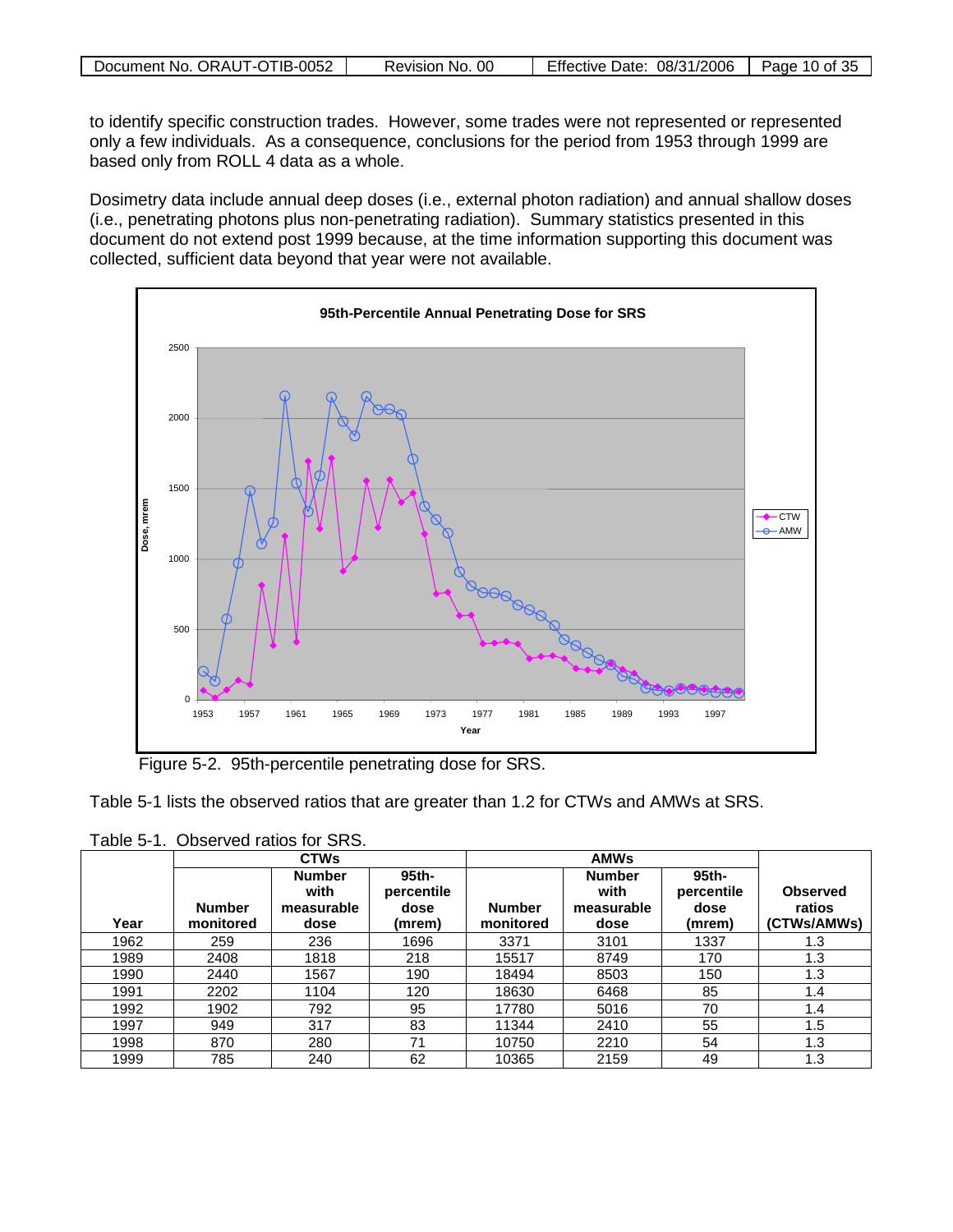to identify specific construction trades. However, some trades were not represented or represented only a few individuals. As a consequence, conclusions for the period from 1953 through 1999 are based only from ROLL 4 data as a whole.

Dosimetry data include annual deep doses (i.e., external photon radiation) and annual shallow doses (i.e., penetrating photons plus non-penetrating radiation). Summary statistics presented in this document do not extend post 1999 because, at the time information supporting this document was collected, sufficient data beyond that year were not available.

Figure 5-2. 95th-percentile penetrating dose for SRS.

Table 5-1 lists the observed ratios that are greater than 1.2 for CTWs and AMWs at SRS.

Table 5-1. Observed ratios for SRS.

| | CTWs | | | AMWs | | | |
|---|---|---|---|---|---|---|---|
| Year | Number monitored | Number with measurable dose | 95th-percentile dose (mrem) | Number monitored | Number with measurable dose | 95th-percentile dose (mrem) | Observed ratios (CTWs/AMWs) |
| 1962 | 259 | 236 | 1696 | 3371 | 3101 | 1337 | 1.3 |
| 1989 | 2408 | 1818 | 218 | 15517 | 8749 | 170 | 1.3 |
| 1990 | 2440 | 1567 | 190 | 18494 | 8503 | 150 | 1.3 |
| 1991 | 2202 | 1104 | 120 | 18630 | 6468 | 85 | 1.4 |
| 1992 | 1902 | 792 | 95 | 17780 | 5016 | 70 | 1.4 |
| 1997 | 949 | 317 | 83 | 11344 | 2410 | 55 | 1.5 |
| 1998 | 870 | 280 | 71 | 10750 | 2210 | 54 | 1.3 |
| 1999 | 785 | 240 | 62 | 10365 | 2159 | 49 | 1.3 |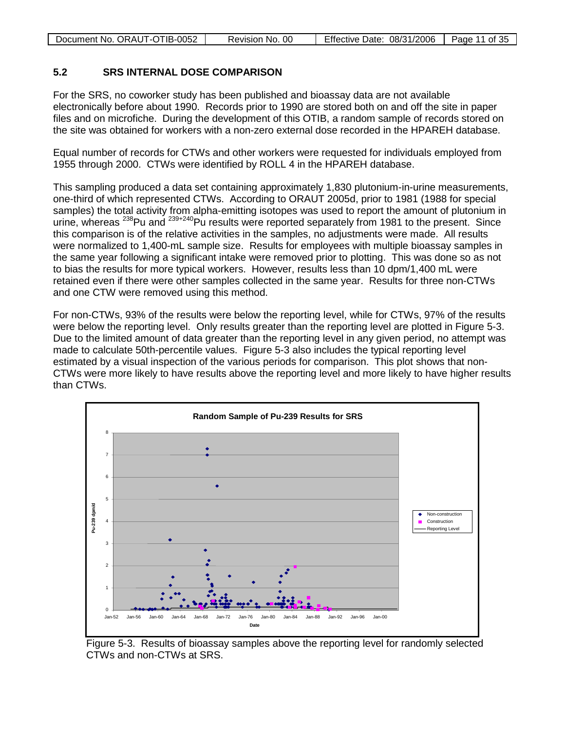## 5.2 SRS INTERNAL DOSE COMPARISON

For the SRS, no coworker study has been published and bioassay data are not available electronically before about 1990. Records prior to 1990 are stored both on and off the site in paper files and on microfiche. During the development of this OTIB, a random sample of records stored on the site was obtained for workers with a non-zero external dose recorded in the HPAREH database.

Equal number of records for CTWs and other workers were requested for individuals employed from 1955 through 2000. CTWs were identified by ROLL 4 in the HPAREH database.

This sampling produced a data set containing approximately 1,830 plutonium-in-urine measurements, one-third of which represented CTWs. According to ORAUT 2005d, prior to 1981 (1988 for special samples) the total activity from alpha-emitting isotopes was used to report the amount of plutonium in urine, whereas $^{238}$Pu and $^{239+240}$Pu results were reported separately from 1981 to the present. Since this comparison is of the relative activities in the samples, no adjustments were made. All results were normalized to 1,400-mL sample size. Results for employees with multiple bioassay samples in the same year following a significant intake were removed prior to plotting. This was done so as not to bias the results for more typical workers. However, results less than 10 dpm/1,400 mL were retained even if there were other samples collected in the same year. Results for three non-CTWs and one CTW were removed using this method.

For non-CTWs, 93% of the results were below the reporting level, while for CTWs, 97% of the results were below the reporting level. Only results greater than the reporting level are plotted in Figure 5-3. Due to the limited amount of data greater than the reporting level in any given period, no attempt was made to calculate 50th-percentile values. Figure 5-3 also includes the typical reporting level estimated by a visual inspection of the various periods for comparison. This plot shows that non-CTWs were more likely to have results above the reporting level and more likely to have higher results than CTWs.

Figure 5-3. Results of bioassay samples above the reporting level for randomly selected CTWs and non-CTWs at SRS.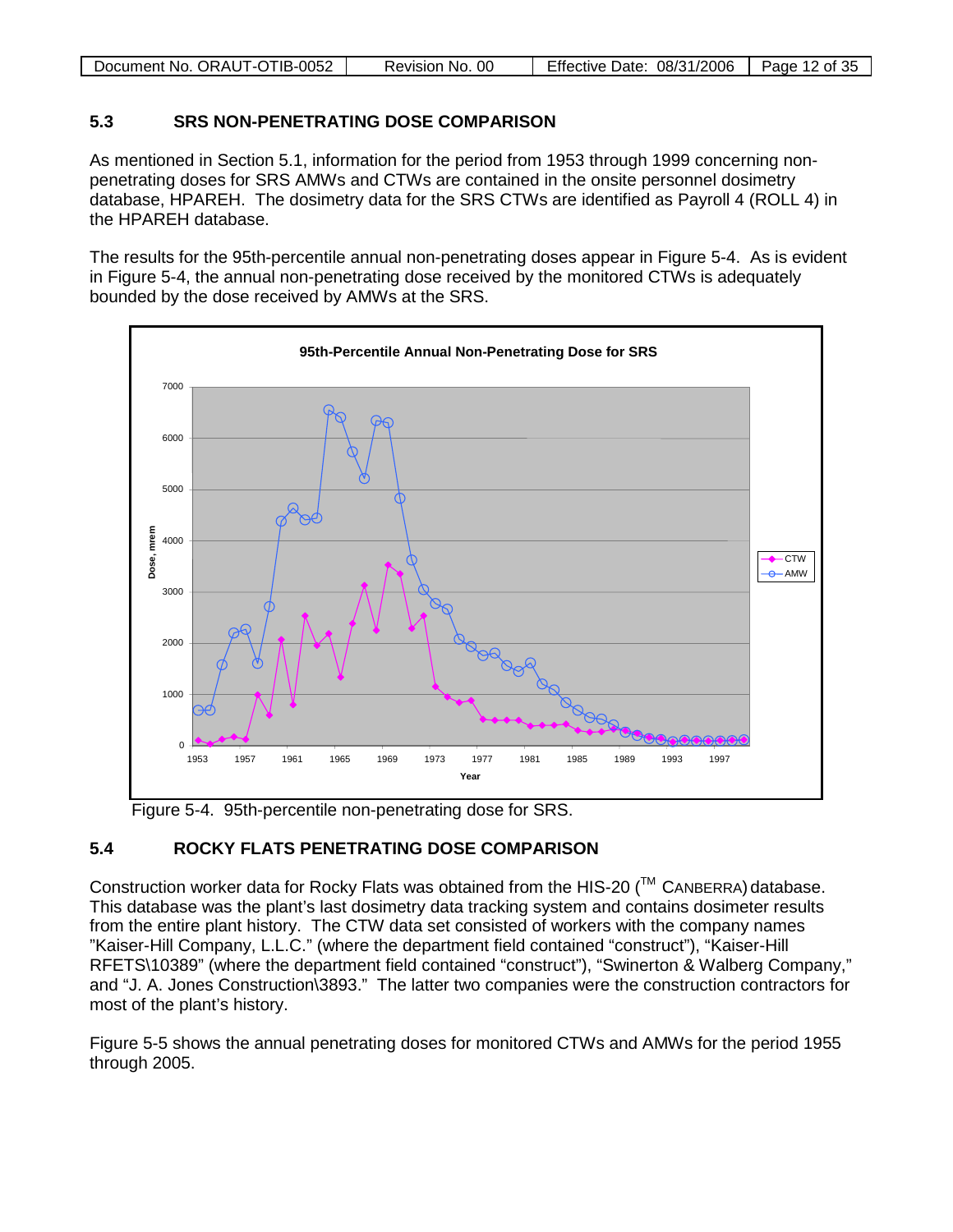## 5.3 SRS NON-PENETRATING DOSE COMPARISON

As mentioned in Section 5.1, information for the period from 1953 through 1999 concerning non-penetrating doses for SRS AMWs and CTWs are contained in the onsite personnel dosimetry database, HPAREH. The dosimetry data for the SRS CTWs are identified as Payroll 4 (ROLL 4) in the HPAREH database.

The results for the 95th-percentile annual non-penetrating doses appear in Figure 5-4. As is evident in Figure 5-4, the annual non-penetrating dose received by the monitored CTWs is adequately bounded by the dose received by AMWs at the SRS.

Figure 5-4. 95th-percentile non-penetrating dose for SRS.

## 5.4 ROCKY FLATS PENETRATING DOSE COMPARISON

Construction worker data for Rocky Flats was obtained from the HIS-20 (TM CANBERRA) database. This database was the plant's last dosimetry data tracking system and contains dosimeter results from the entire plant history. The CTW data set consisted of workers with the company names "Kaiser-Hill Company, L.L.C." (where the department field contained "construct"), "Kaiser-Hill RFETS\10389" (where the department field contained "construct"), "Swinerton & Walberg Company," and "J. A. Jones Construction\3893." The latter two companies were the construction contractors for most of the plant's history.

Figure 5-5 shows the annual penetrating doses for monitored CTWs and AMWs for the period 1955 through 2005.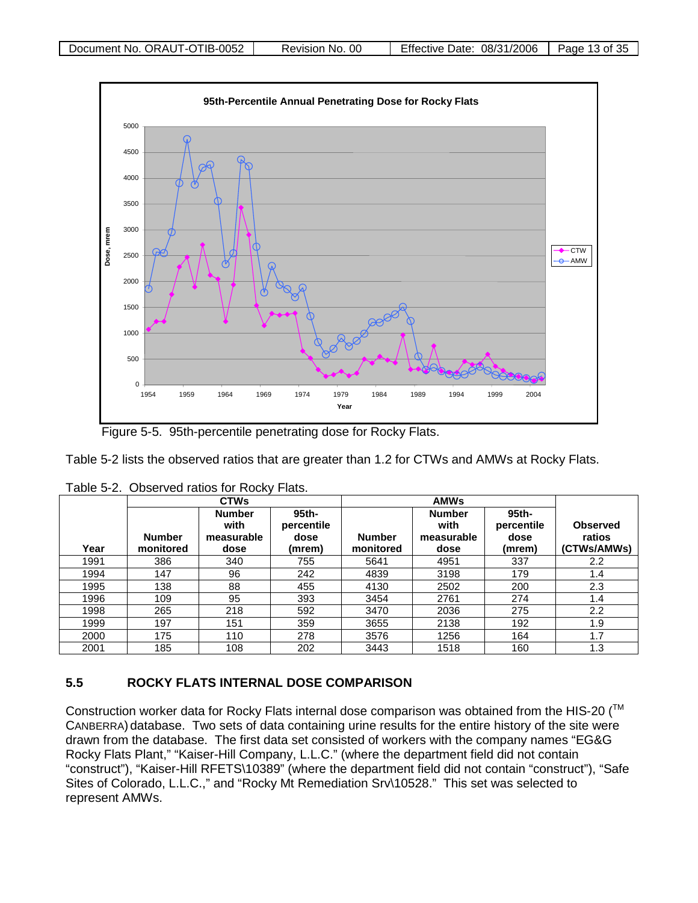Figure 5-5. 95th-percentile penetrating dose for Rocky Flats.

Table 5-2 lists the observed ratios that are greater than 1.2 for CTWs and AMWs at Rocky Flats.

Table 5-2. Observed ratios for Rocky Flats.

| | CTWs | | | AMWs | | | |
|---|---|---|---|---|---|---|---|
| Year | Number monitored | Number with measurable dose | 95th-percentile dose (mrem) | Number monitored | Number with measurable dose | 95th-percentile dose (mrem) | Observed ratios (CTWs/AMWs) |
| 1991 | 386 | 340 | 755 | 5641 | 4951 | 337 | 2.2 |
| 1994 | 147 | 96 | 242 | 4839 | 3198 | 179 | 1.4 |
| 1995 | 138 | 88 | 455 | 4130 | 2502 | 200 | 2.3 |
| 1996 | 109 | 95 | 393 | 3454 | 2761 | 274 | 1.4 |
| 1998 | 265 | 218 | 592 | 3470 | 2036 | 275 | 2.2 |
| 1999 | 197 | 151 | 359 | 3655 | 2138 | 192 | 1.9 |
| 2000 | 175 | 110 | 278 | 3576 | 1256 | 164 | 1.7 |
| 2001 | 185 | 108 | 202 | 3443 | 1518 | 160 | 1.3 |

## 5.5 ROCKY FLATS INTERNAL DOSE COMPARISON

Construction worker data for Rocky Flats internal dose comparison was obtained from the HIS-20 (TM CANBERRA) database. Two sets of data containing urine results for the entire history of the site were drawn from the database. The first data set consisted of workers with the company names "EG&G Rocky Flats Plant," "Kaiser-Hill Company, L.L.C." (where the department field did not contain "construct"), "Kaiser-Hill RFETS\10389" (where the department field did not contain "construct"), "Safe Sites of Colorado, L.L.C.," and "Rocky Mt Remediation Srv\10528." This set was selected to represent AMWs.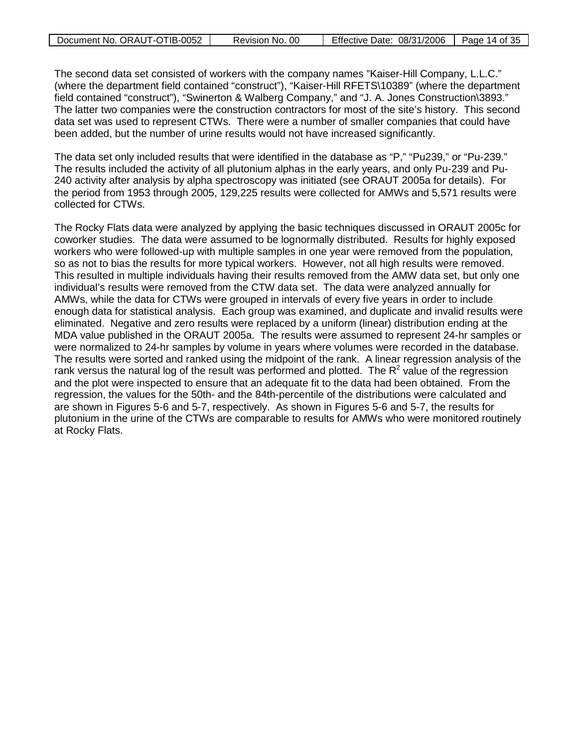The second data set consisted of workers with the company names "Kaiser-Hill Company, L.L.C." (where the department field contained "construct"), "Kaiser-Hill RFETS\10389" (where the department field contained "construct"), "Swinerton & Walberg Company," and "J. A. Jones Construction\3893." The latter two companies were the construction contractors for most of the site's history. This second data set was used to represent CTWs. There were a number of smaller companies that could have been added, but the number of urine results would not have increased significantly.

The data set only included results that were identified in the database as "P," "Pu239," or "Pu-239." The results included the activity of all plutonium alphas in the early years, and only Pu-239 and Pu-240 activity after analysis by alpha spectroscopy was initiated (see ORAUT 2005a for details). For the period from 1953 through 2005, 129,225 results were collected for AMWs and 5,571 results were collected for CTWs.

The Rocky Flats data were analyzed by applying the basic techniques discussed in ORAUT 2005c for coworker studies. The data were assumed to be lognormally distributed. Results for highly exposed workers who were followed-up with multiple samples in one year were removed from the population, so as not to bias the results for more typical workers. However, not all high results were removed. This resulted in multiple individuals having their results removed from the AMW data set, but only one individual's results were removed from the CTW data set. The data were analyzed annually for AMWs, while the data for CTWs were grouped in intervals of every five years in order to include enough data for statistical analysis. Each group was examined, and duplicate and invalid results were eliminated. Negative and zero results were replaced by a uniform (linear) distribution ending at the MDA value published in the ORAUT 2005a. The results were assumed to represent 24-hr samples or were normalized to 24-hr samples by volume in years where volumes were recorded in the database. The results were sorted and ranked using the midpoint of the rank. A linear regression analysis of the rank versus the natural log of the result was performed and plotted. The $R^2$ value of the regression and the plot were inspected to ensure that an adequate fit to the data had been obtained. From the regression, the values for the 50th- and the 84th-percentile of the distributions were calculated and are shown in Figures 5-6 and 5-7, respectively. As shown in Figures 5-6 and 5-7, the results for plutonium in the urine of the CTWs are comparable to results for AMWs who were monitored routinely at Rocky Flats.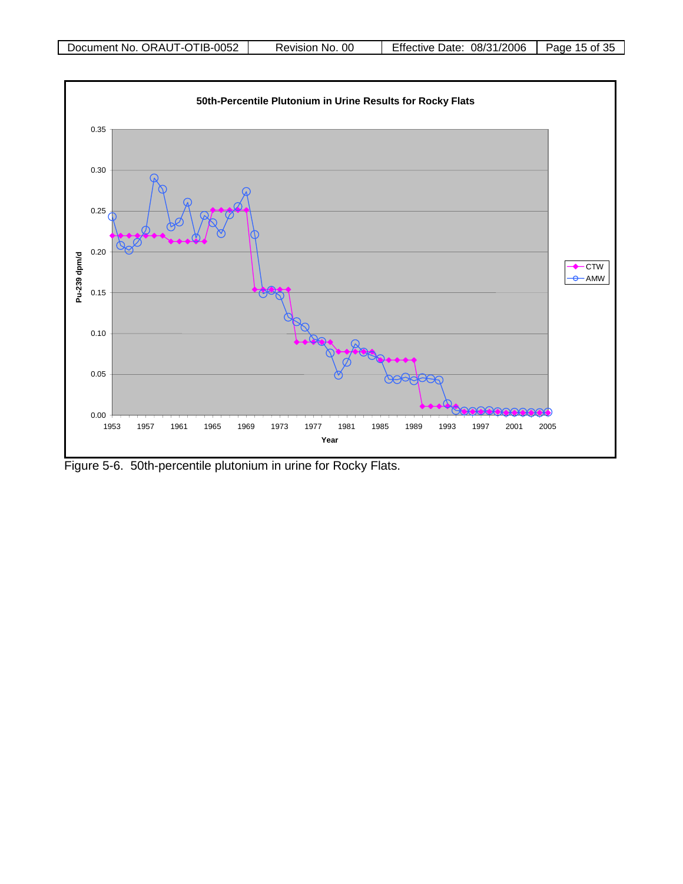**50th-Percentile Plutonium in Urine Results for Rocky Flats**

Figure 5-6. 50th-percentile plutonium in urine for Rocky Flats.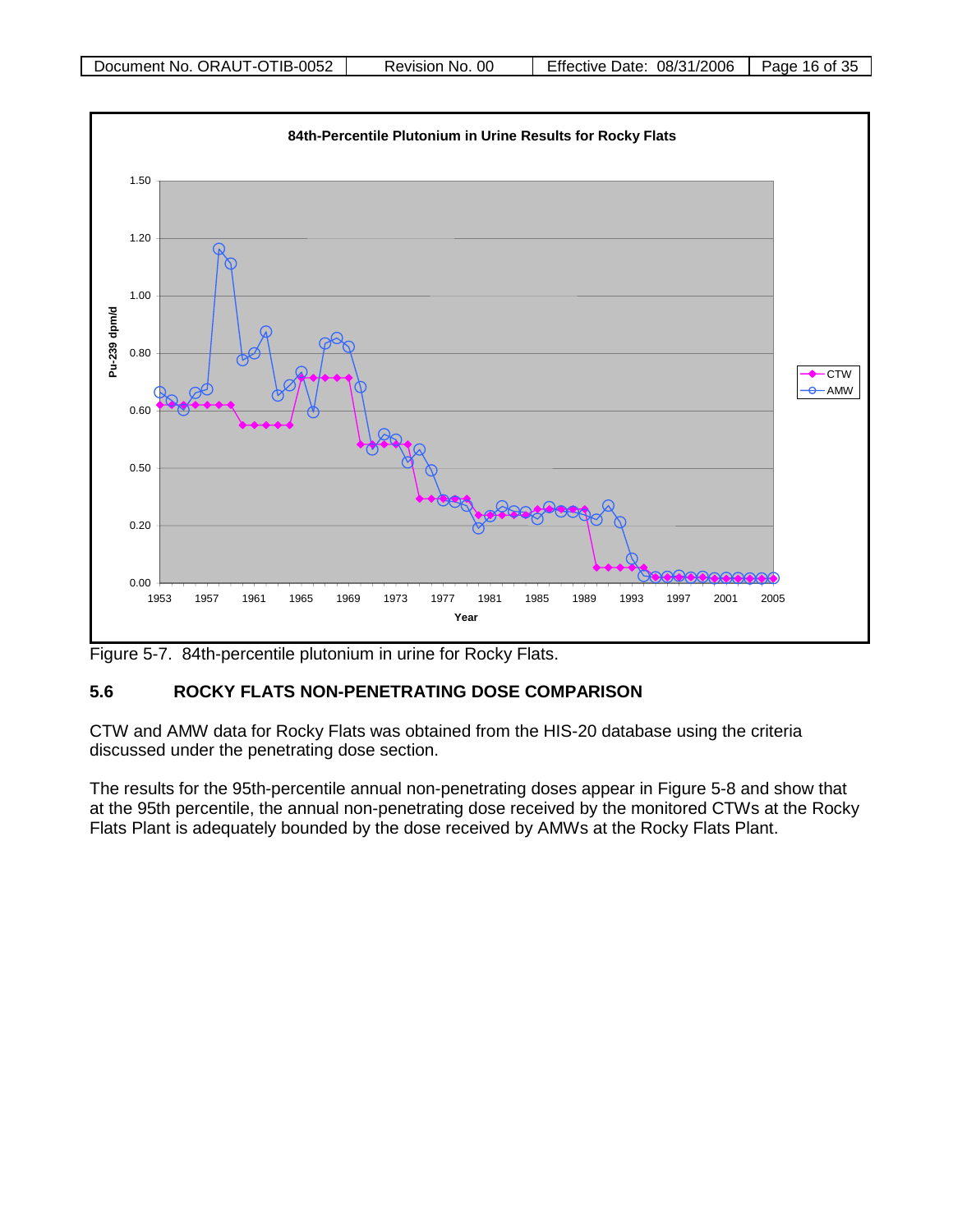Figure 5-7. 84th-percentile plutonium in urine for Rocky Flats.

## 5.6 ROCKY FLATS NON-PENETRATING DOSE COMPARISON

CTW and AMW data for Rocky Flats was obtained from the HIS-20 database using the criteria discussed under the penetrating dose section.

The results for the 95th-percentile annual non-penetrating doses appear in Figure 5-8 and show that at the 95th percentile, the annual non-penetrating dose received by the monitored CTWs at the Rocky Flats Plant is adequately bounded by the dose received by AMWs at the Rocky Flats Plant.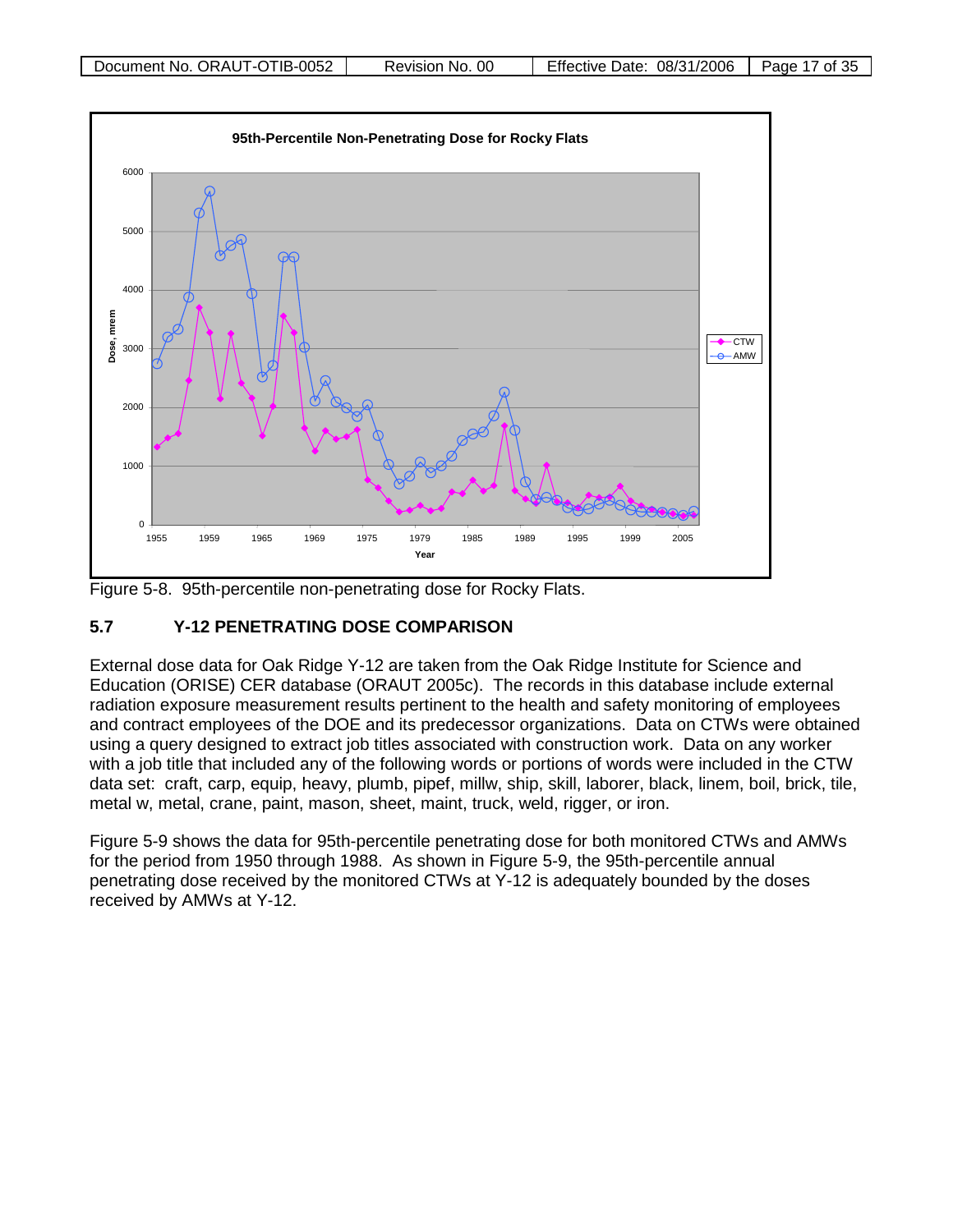Figure 5-8. 95th-percentile non-penetrating dose for Rocky Flats.

## 5.7 Y-12 PENETRATING DOSE COMPARISON

External dose data for Oak Ridge Y-12 are taken from the Oak Ridge Institute for Science and Education (ORISE) CER database (ORAUT 2005c). The records in this database include external radiation exposure measurement results pertinent to the health and safety monitoring of employees and contract employees of the DOE and its predecessor organizations. Data on CTWs were obtained using a query designed to extract job titles associated with construction work. Data on any worker with a job title that included any of the following words or portions of words were included in the CTW data set: craft, carp, equip, heavy, plumb, pipef, millw, ship, skill, laborer, black, linem, boil, brick, tile, metal w, metal, crane, paint, mason, sheet, maint, truck, weld, rigger, or iron.

Figure 5-9 shows the data for 95th-percentile penetrating dose for both monitored CTWs and AMWs for the period from 1950 through 1988. As shown in Figure 5-9, the 95th-percentile annual penetrating dose received by the monitored CTWs at Y-12 is adequately bounded by the doses received by AMWs at Y-12.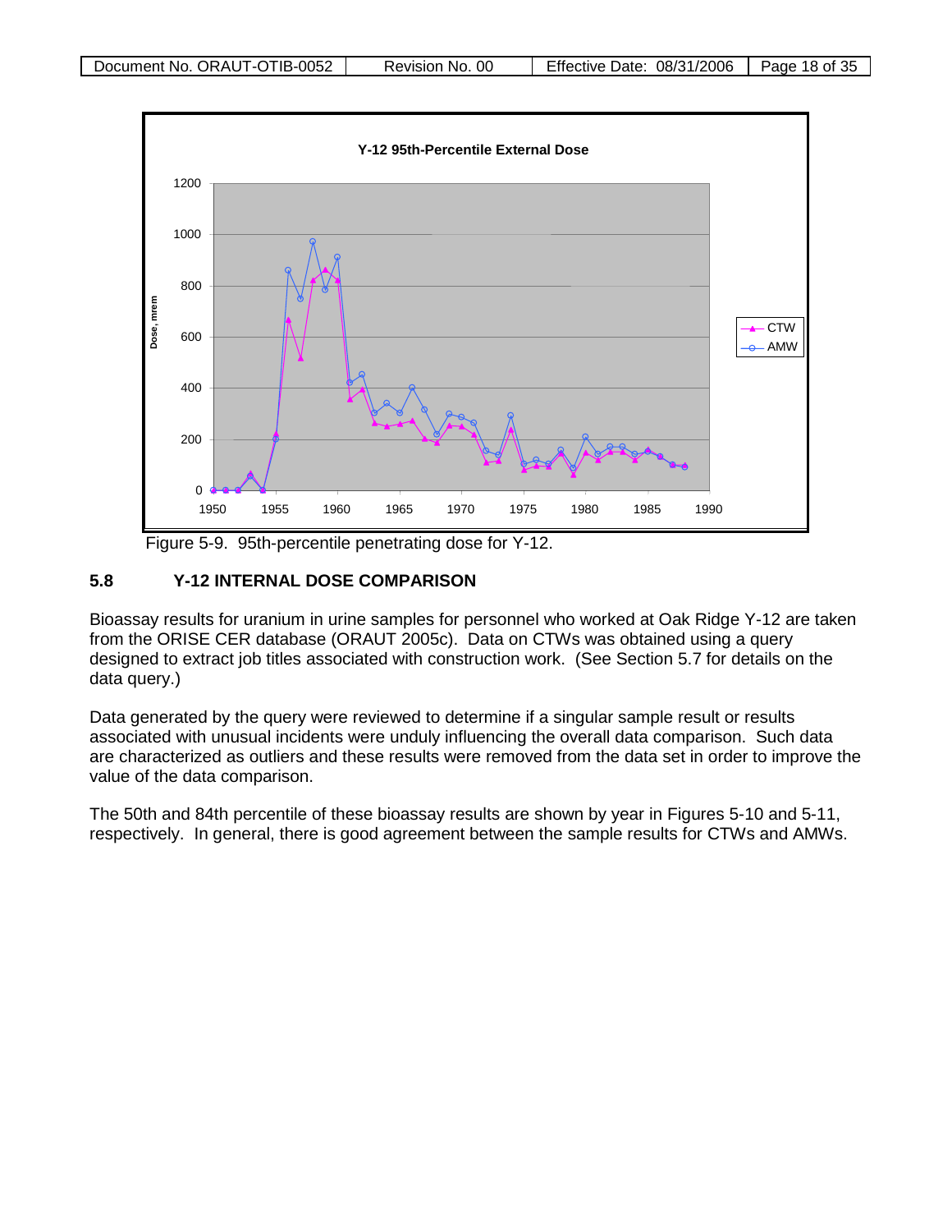Figure 5-9. 95th-percentile penetrating dose for Y-12.

## 5.8 Y-12 INTERNAL DOSE COMPARISON

Bioassay results for uranium in urine samples for personnel who worked at Oak Ridge Y-12 are taken from the ORISE CER database (ORAUT 2005c). Data on CTWs was obtained using a query designed to extract job titles associated with construction work. (See Section 5.7 for details on the data query.)

Data generated by the query were reviewed to determine if a singular sample result or results associated with unusual incidents were unduly influencing the overall data comparison. Such data are characterized as outliers and these results were removed from the data set in order to improve the value of the data comparison.

The 50th and 84th percentile of these bioassay results are shown by year in Figures 5-10 and 5-11, respectively. In general, there is good agreement between the sample results for CTWs and AMWs.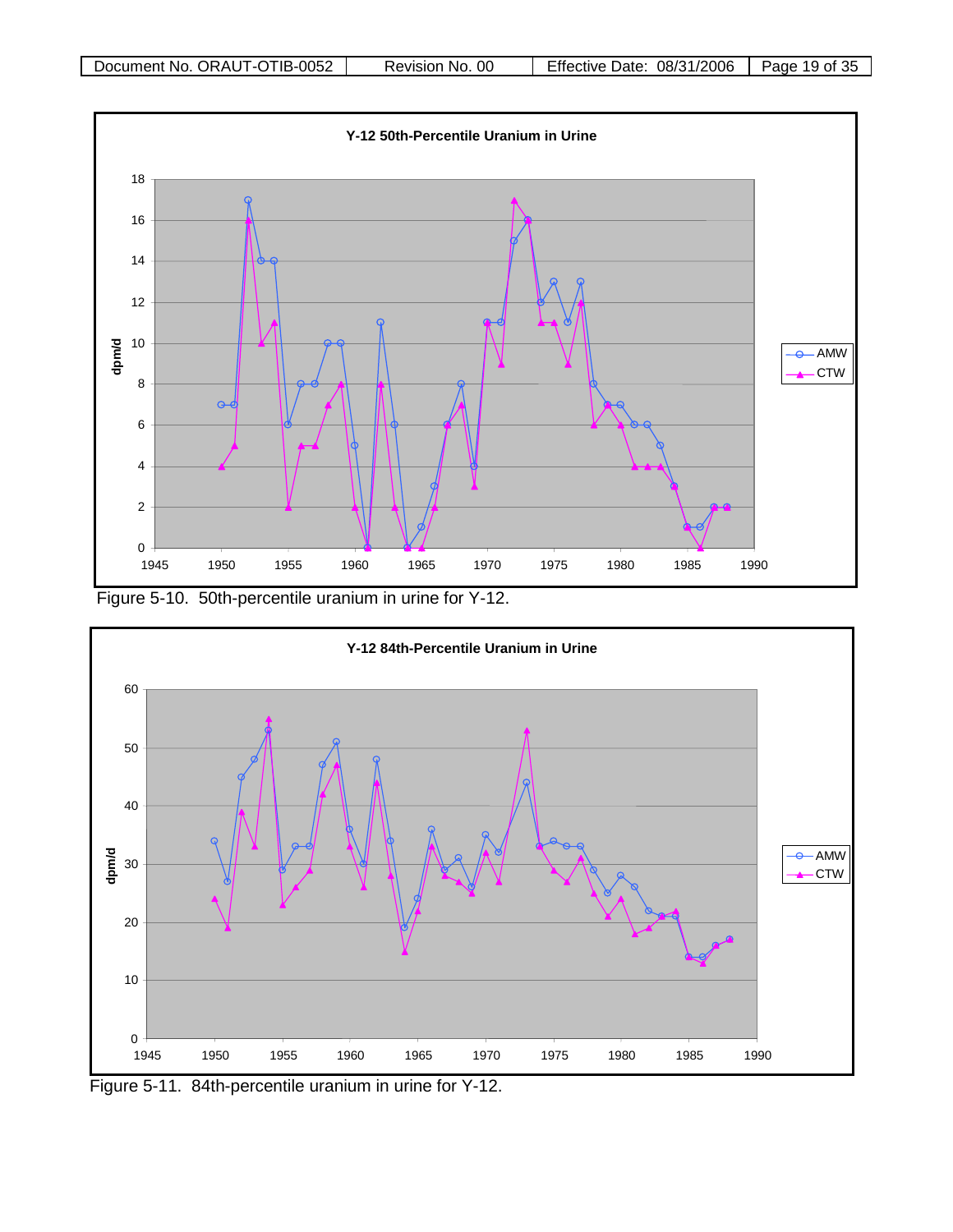Figure 5-10. 50th-percentile uranium in urine for Y-12.

Figure 5-11. 84th-percentile uranium in urine for Y-12.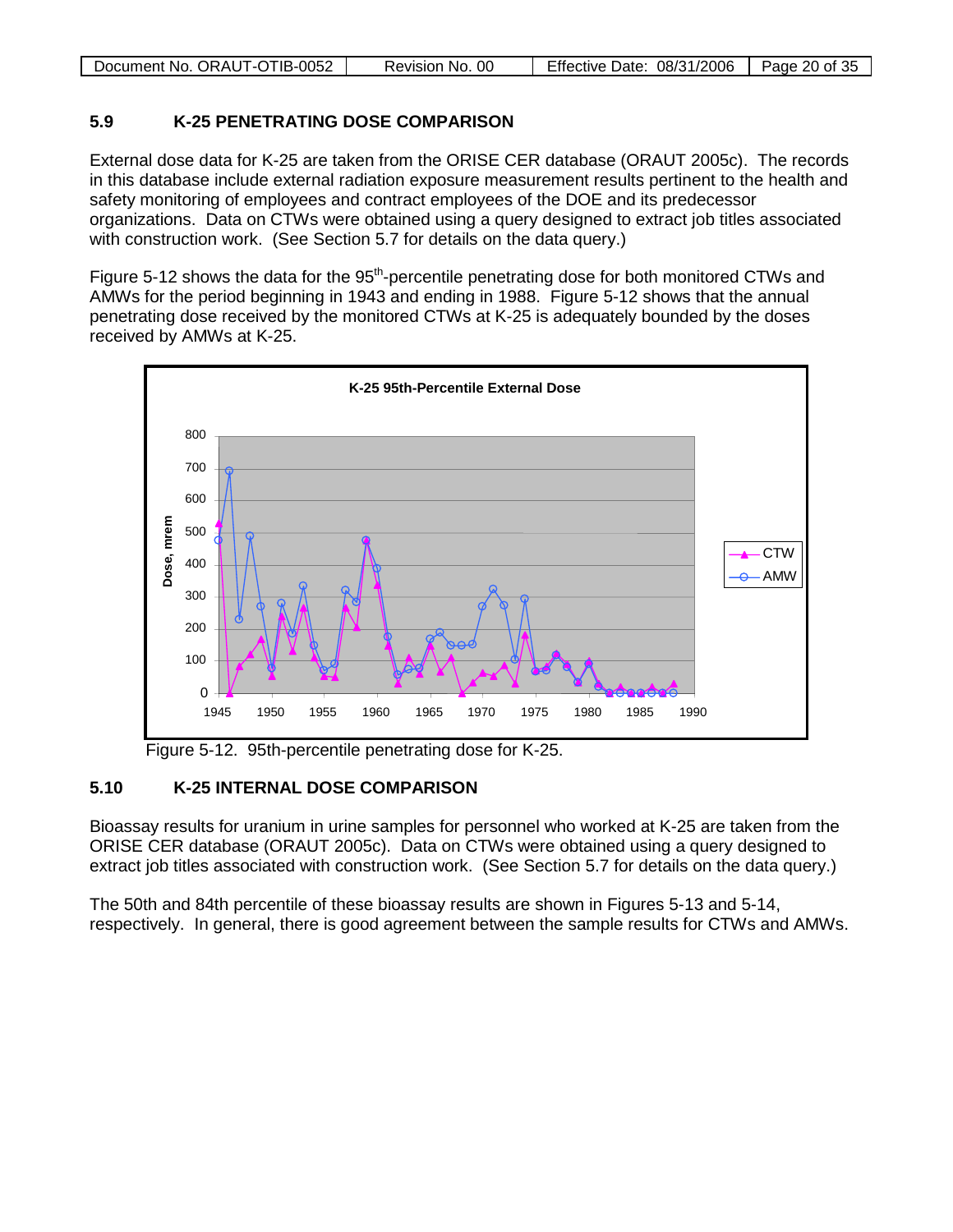## 5.9 K-25 PENETRATING DOSE COMPARISON

External dose data for K-25 are taken from the ORISE CER database (ORAUT 2005c). The records in this database include external radiation exposure measurement results pertinent to the health and safety monitoring of employees and contract employees of the DOE and its predecessor organizations. Data on CTWs were obtained using a query designed to extract job titles associated with construction work. (See Section 5.7 for details on the data query.)

Figure 5-12 shows the data for the 95th-percentile penetrating dose for both monitored CTWs and AMWs for the period beginning in 1943 and ending in 1988. Figure 5-12 shows that the annual penetrating dose received by the monitored CTWs at K-25 is adequately bounded by the doses received by AMWs at K-25.

Figure 5-12. 95th-percentile penetrating dose for K-25.

## 5.10 K-25 INTERNAL DOSE COMPARISON

Bioassay results for uranium in urine samples for personnel who worked at K-25 are taken from the ORISE CER database (ORAUT 2005c). Data on CTWs were obtained using a query designed to extract job titles associated with construction work. (See Section 5.7 for details on the data query.)

The 50th and 84th percentile of these bioassay results are shown in Figures 5-13 and 5-14, respectively. In general, there is good agreement between the sample results for CTWs and AMWs.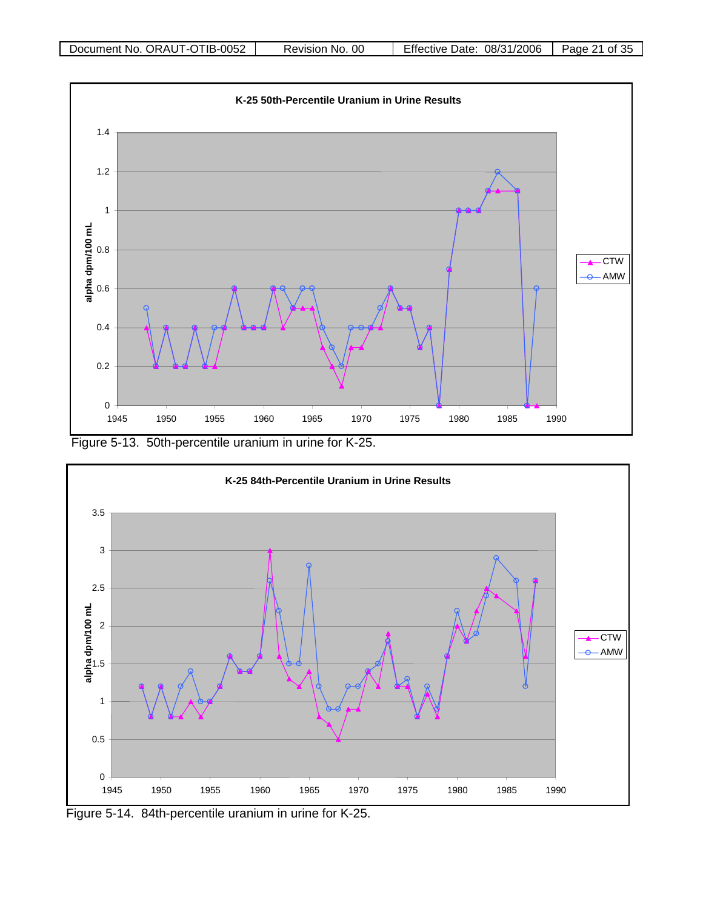Figure 5-13. 50th-percentile uranium in urine for K-25.

Figure 5-14. 84th-percentile uranium in urine for K-25.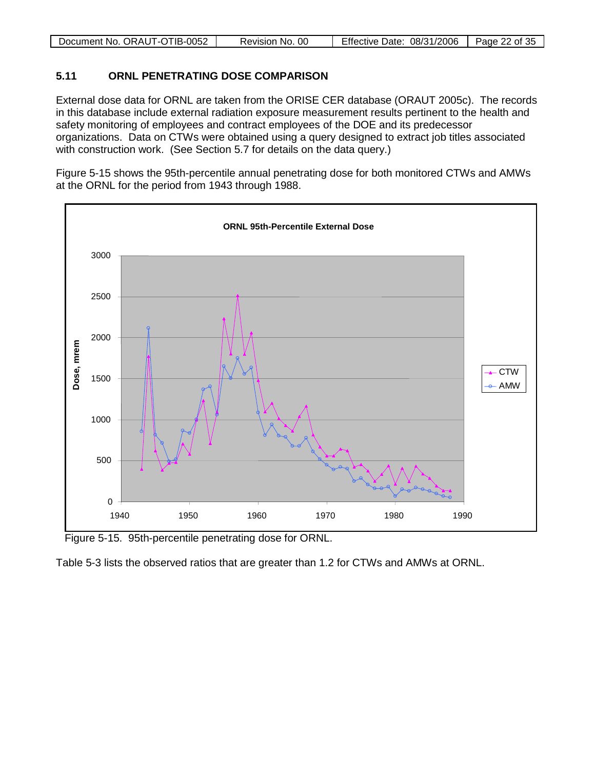## 5.11 ORNL PENETRATING DOSE COMPARISON

External dose data for ORNL are taken from the ORISE CER database (ORAUT 2005c). The records in this database include external radiation exposure measurement results pertinent to the health and safety monitoring of employees and contract employees of the DOE and its predecessor organizations. Data on CTWs were obtained using a query designed to extract job titles associated with construction work. (See Section 5.7 for details on the data query.)

Figure 5-15 shows the 95th-percentile annual penetrating dose for both monitored CTWs and AMWs at the ORNL for the period from 1943 through 1988.

Figure 5-15. 95th-percentile penetrating dose for ORNL.

Table 5-3 lists the observed ratios that are greater than 1.2 for CTWs and AMWs at ORNL.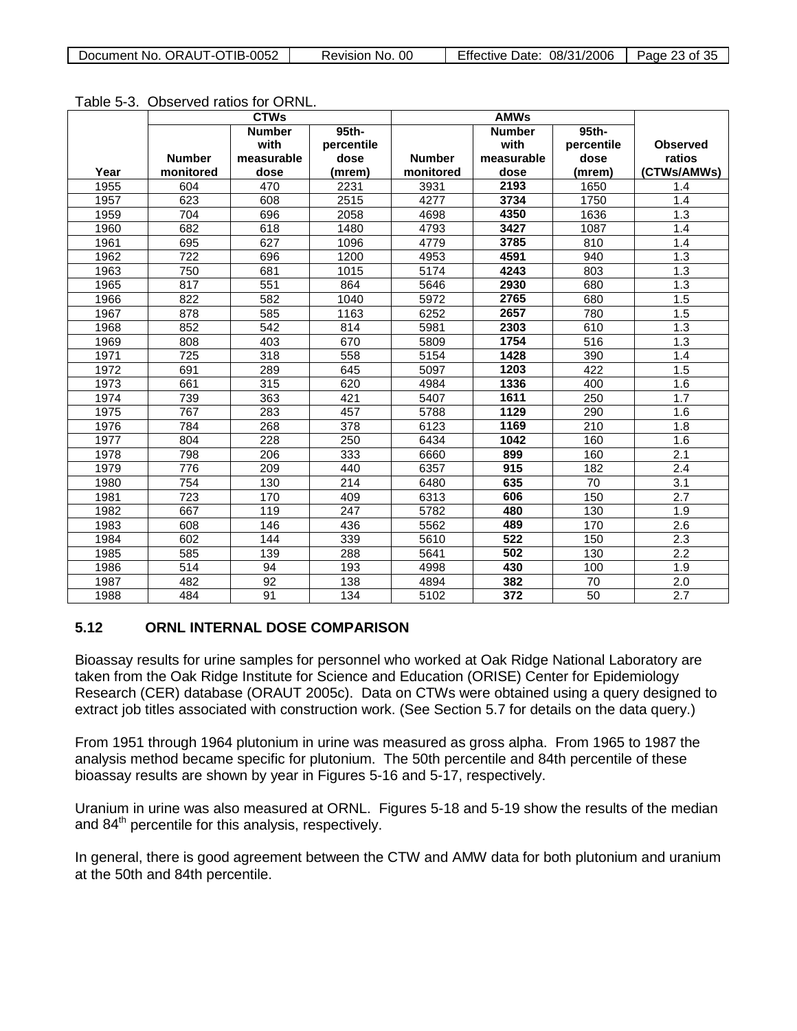Table 5-3. Observed ratios for ORNL.

| | CTWs | | | AMWs | | | |
|---|---|---|---|---|---|---|---|
| Year | Number monitored | Number with measurable dose | 95th-percentile dose (mrem) | Number monitored | Number with measurable dose | 95th-percentile dose (mrem) | Observed ratios (CTWs/AMWs) |
| 1955 | 604 | 470 | 2231 | 3931 | **2193** | 1650 | 1.4 |
| 1957 | 623 | 608 | 2515 | 4277 | **3734** | 1750 | 1.4 |
| 1959 | 704 | 696 | 2058 | 4698 | **4350** | 1636 | 1.3 |
| 1960 | 682 | 618 | 1480 | 4793 | **3427** | 1087 | 1.4 |
| 1961 | 695 | 627 | 1096 | 4779 | **3785** | 810 | 1.4 |
| 1962 | 722 | 696 | 1200 | 4953 | **4591** | 940 | 1.3 |
| 1963 | 750 | 681 | 1015 | 5174 | **4243** | 803 | 1.3 |
| 1965 | 817 | 551 | 864 | 5646 | **2930** | 680 | 1.3 |
| 1966 | 822 | 582 | 1040 | 5972 | **2765** | 680 | 1.5 |
| 1967 | 878 | 585 | 1163 | 6252 | **2657** | 780 | 1.5 |
| 1968 | 852 | 542 | 814 | 5981 | **2303** | 610 | 1.3 |
| 1969 | 808 | 403 | 670 | 5809 | **1754** | 516 | 1.3 |
| 1971 | 725 | 318 | 558 | 5154 | **1428** | 390 | 1.4 |
| 1972 | 691 | 289 | 645 | 5097 | **1203** | 422 | 1.5 |
| 1973 | 661 | 315 | 620 | 4984 | **1336** | 400 | 1.6 |
| 1974 | 739 | 363 | 421 | 5407 | **1611** | 250 | 1.7 |
| 1975 | 767 | 283 | 457 | 5788 | **1129** | 290 | 1.6 |
| 1976 | 784 | 268 | 378 | 6123 | **1169** | 210 | 1.8 |
| 1977 | 804 | 228 | 250 | 6434 | **1042** | 160 | 1.6 |
| 1978 | 798 | 206 | 333 | 6660 | **899** | 160 | 2.1 |
| 1979 | 776 | 209 | 440 | 6357 | **915** | 182 | 2.4 |
| 1980 | 754 | 130 | 214 | 6480 | **635** | 70 | 3.1 |
| 1981 | 723 | 170 | 409 | 6313 | **606** | 150 | 2.7 |
| 1982 | 667 | 119 | 247 | 5782 | **480** | 130 | 1.9 |
| 1983 | 608 | 146 | 436 | 5562 | **489** | 170 | 2.6 |
| 1984 | 602 | 144 | 339 | 5610 | **522** | 150 | 2.3 |
| 1985 | 585 | 139 | 288 | 5641 | **502** | 130 | 2.2 |
| 1986 | 514 | 94 | 193 | 4998 | **430** | 100 | 1.9 |
| 1987 | 482 | 92 | 138 | 4894 | **382** | 70 | 2.0 |
| 1988 | 484 | 91 | 134 | 5102 | **372** | 50 | 2.7 |

## 5.12 ORNL INTERNAL DOSE COMPARISON

Bioassay results for urine samples for personnel who worked at Oak Ridge National Laboratory are taken from the Oak Ridge Institute for Science and Education (ORISE) Center for Epidemiology Research (CER) database (ORAUT 2005c). Data on CTWs were obtained using a query designed to extract job titles associated with construction work. (See Section 5.7 for details on the data query.)

From 1951 through 1964 plutonium in urine was measured as gross alpha. From 1965 to 1987 the analysis method became specific for plutonium. The 50th percentile and 84th percentile of these bioassay results are shown by year in Figures 5-16 and 5-17, respectively.

Uranium in urine was also measured at ORNL. Figures 5-18 and 5-19 show the results of the median and 84th percentile for this analysis, respectively.

In general, there is good agreement between the CTW and AMW data for both plutonium and uranium at the 50th and 84th percentile.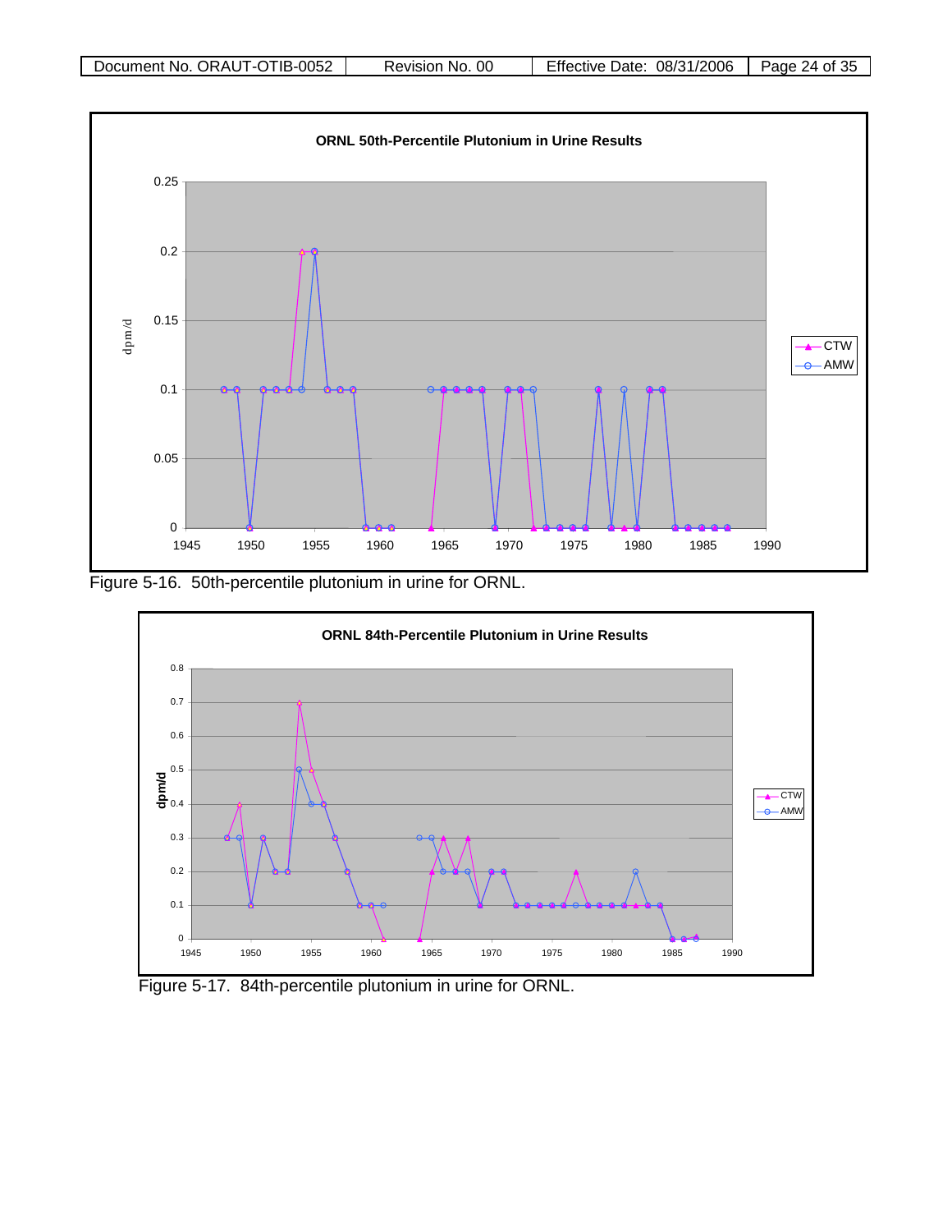Figure 5-16. 50th-percentile plutonium in urine for ORNL.

Figure 5-17. 84th-percentile plutonium in urine for ORNL.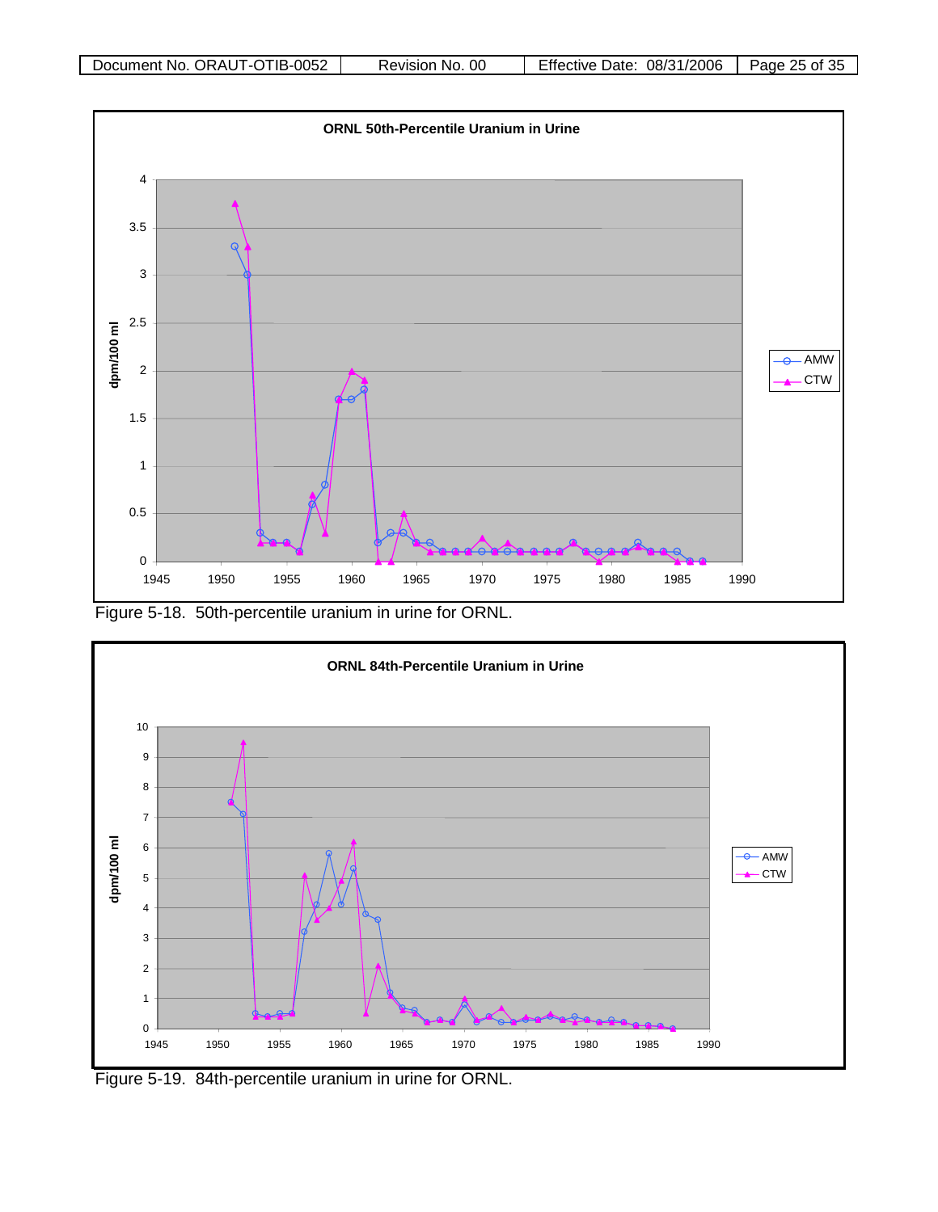Figure 5-18. 50th-percentile uranium in urine for ORNL.

Figure 5-19. 84th-percentile uranium in urine for ORNL.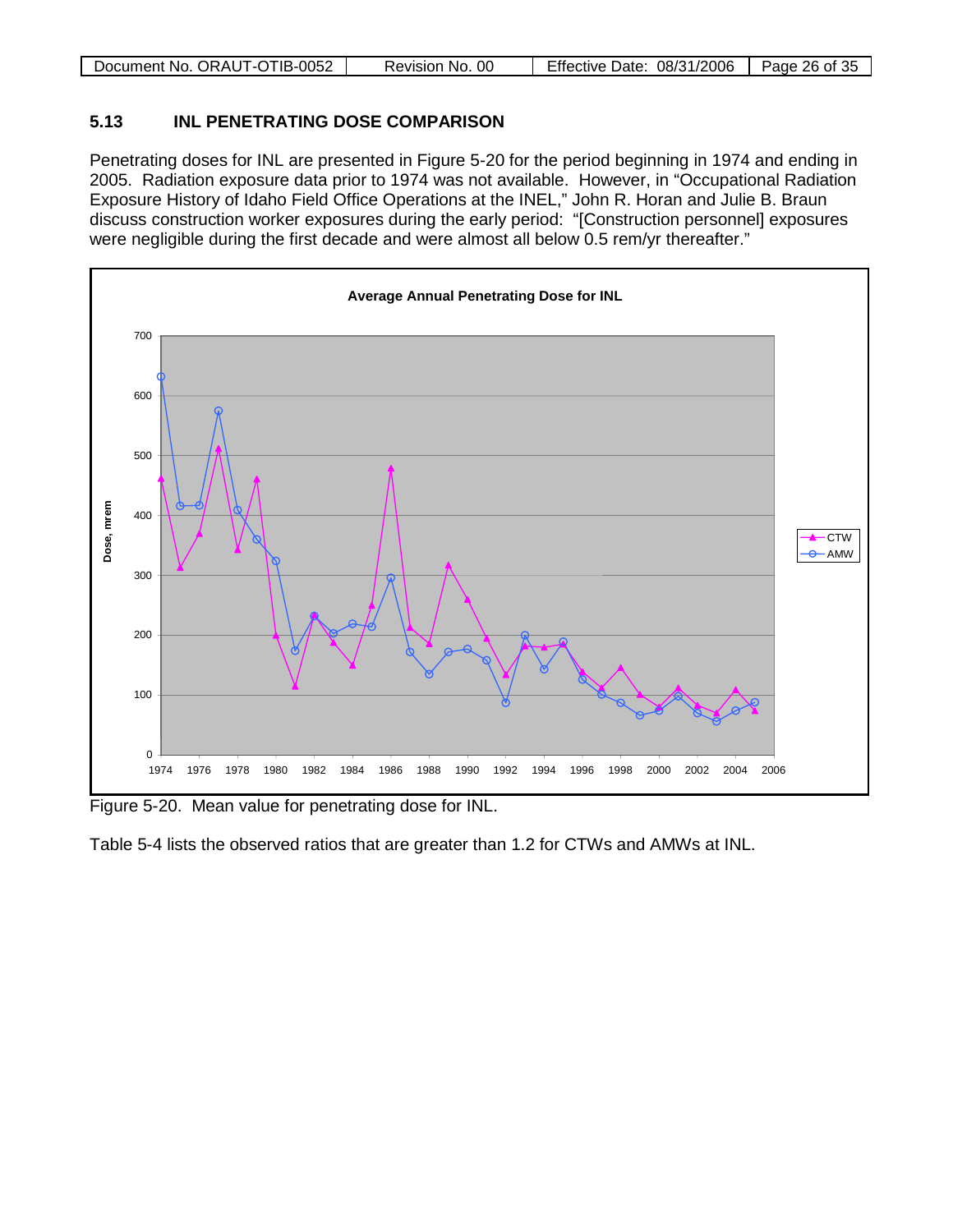## 5.13 INL PENETRATING DOSE COMPARISON

Penetrating doses for INL are presented in Figure 5-20 for the period beginning in 1974 and ending in 2005. Radiation exposure data prior to 1974 was not available. However, in "Occupational Radiation Exposure History of Idaho Field Office Operations at the INEL," John R. Horan and Julie B. Braun discuss construction worker exposures during the early period: "[Construction personnel] exposures were negligible during the first decade and were almost all below 0.5 rem/yr thereafter."

Figure 5-20. Mean value for penetrating dose for INL.

Table 5-4 lists the observed ratios that are greater than 1.2 for CTWs and AMWs at INL.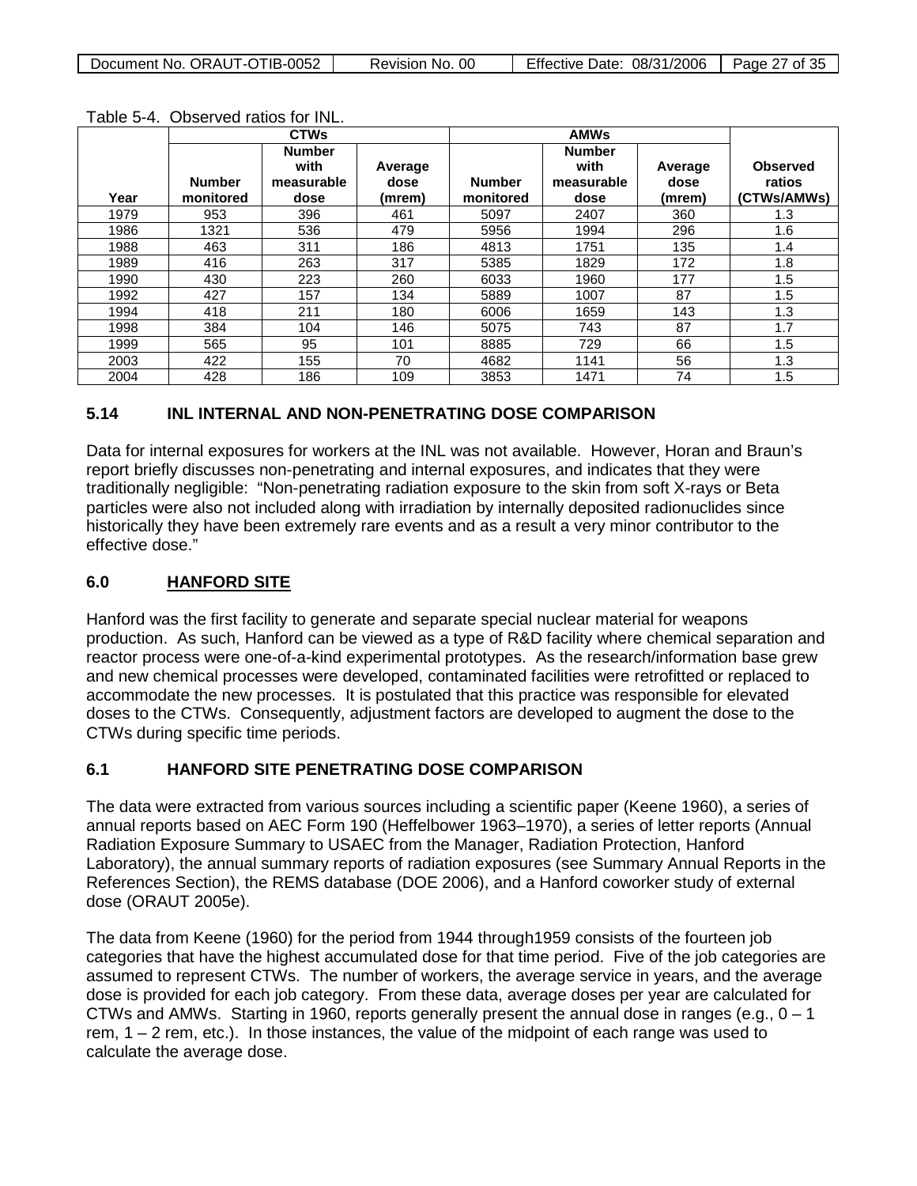Table 5-4. Observed ratios for INL.

| Year | CTWs | | | AMWs | | | Observed ratios (CTWs/AMWs) |
|---|---|---|---|---|---|---|---|
| | Number monitored | Number with measurable dose | Average dose (mrem) | Number monitored | Number with measurable dose | Average dose (mrem) | |
| 1979 | 953 | 396 | 461 | 5097 | 2407 | 360 | 1.3 |
| 1986 | 1321 | 536 | 479 | 5956 | 1994 | 296 | 1.6 |
| 1988 | 463 | 311 | 186 | 4813 | 1751 | 135 | 1.4 |
| 1989 | 416 | 263 | 317 | 5385 | 1829 | 172 | 1.8 |
| 1990 | 430 | 223 | 260 | 6033 | 1960 | 177 | 1.5 |
| 1992 | 427 | 157 | 134 | 5889 | 1007 | 87 | 1.5 |
| 1994 | 418 | 211 | 180 | 6006 | 1659 | 143 | 1.3 |
| 1998 | 384 | 104 | 146 | 5075 | 743 | 87 | 1.7 |
| 1999 | 565 | 95 | 101 | 8885 | 729 | 66 | 1.5 |
| 2003 | 422 | 155 | 70 | 4682 | 1141 | 56 | 1.3 |
| 2004 | 428 | 186 | 109 | 3853 | 1471 | 74 | 1.5 |

### 5.14 INL INTERNAL AND NON-PENETRATING DOSE COMPARISON

Data for internal exposures for workers at the INL was not available. However, Horan and Braun's report briefly discusses non-penetrating and internal exposures, and indicates that they were traditionally negligible: "Non-penetrating radiation exposure to the skin from soft X-rays or Beta particles were also not included along with irradiation by internally deposited radionuclides since historically they have been extremely rare events and as a result a very minor contributor to the effective dose."

## 6.0 HANFORD SITE

Hanford was the first facility to generate and separate special nuclear material for weapons production. As such, Hanford can be viewed as a type of R&D facility where chemical separation and reactor process were one-of-a-kind experimental prototypes. As the research/information base grew and new chemical processes were developed, contaminated facilities were retrofitted or replaced to accommodate the new processes. It is postulated that this practice was responsible for elevated doses to the CTWs. Consequently, adjustment factors are developed to augment the dose to the CTWs during specific time periods.

### 6.1 HANFORD SITE PENETRATING DOSE COMPARISON

The data were extracted from various sources including a scientific paper (Keene 1960), a series of annual reports based on AEC Form 190 (Heffelbower 1963–1970), a series of letter reports (Annual Radiation Exposure Summary to USAEC from the Manager, Radiation Protection, Hanford Laboratory), the annual summary reports of radiation exposures (see Summary Annual Reports in the References Section), the REMS database (DOE 2006), and a Hanford coworker study of external dose (ORAUT 2005e).

The data from Keene (1960) for the period from 1944 through1959 consists of the fourteen job categories that have the highest accumulated dose for that time period. Five of the job categories are assumed to represent CTWs. The number of workers, the average service in years, and the average dose is provided for each job category. From these data, average doses per year are calculated for CTWs and AMWs. Starting in 1960, reports generally present the annual dose in ranges (e.g., 0 – 1 rem, 1 – 2 rem, etc.). In those instances, the value of the midpoint of each range was used to calculate the average dose.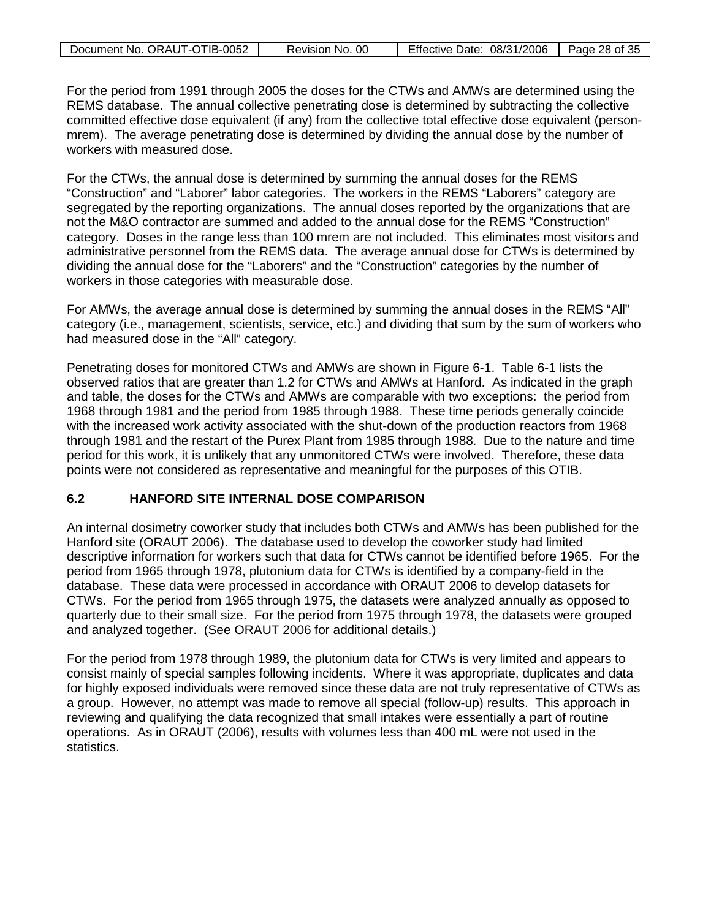For the period from 1991 through 2005 the doses for the CTWs and AMWs are determined using the REMS database. The annual collective penetrating dose is determined by subtracting the collective committed effective dose equivalent (if any) from the collective total effective dose equivalent (person-mrem). The average penetrating dose is determined by dividing the annual dose by the number of workers with measured dose.

For the CTWs, the annual dose is determined by summing the annual doses for the REMS "Construction" and "Laborer" labor categories. The workers in the REMS "Laborers" category are segregated by the reporting organizations. The annual doses reported by the organizations that are not the M&O contractor are summed and added to the annual dose for the REMS "Construction" category. Doses in the range less than 100 mrem are not included. This eliminates most visitors and administrative personnel from the REMS data. The average annual dose for CTWs is determined by dividing the annual dose for the "Laborers" and the "Construction" categories by the number of workers in those categories with measurable dose.

For AMWs, the average annual dose is determined by summing the annual doses in the REMS "All" category (i.e., management, scientists, service, etc.) and dividing that sum by the sum of workers who had measured dose in the "All" category.

Penetrating doses for monitored CTWs and AMWs are shown in Figure 6-1. Table 6-1 lists the observed ratios that are greater than 1.2 for CTWs and AMWs at Hanford. As indicated in the graph and table, the doses for the CTWs and AMWs are comparable with two exceptions: the period from 1968 through 1981 and the period from 1985 through 1988. These time periods generally coincide with the increased work activity associated with the shut-down of the production reactors from 1968 through 1981 and the restart of the Purex Plant from 1985 through 1988. Due to the nature and time period for this work, it is unlikely that any unmonitored CTWs were involved. Therefore, these data points were not considered as representative and meaningful for the purposes of this OTIB.

### 6.2 HANFORD SITE INTERNAL DOSE COMPARISON

An internal dosimetry coworker study that includes both CTWs and AMWs has been published for the Hanford site (ORAUT 2006). The database used to develop the coworker study had limited descriptive information for workers such that data for CTWs cannot be identified before 1965. For the period from 1965 through 1978, plutonium data for CTWs is identified by a company-field in the database. These data were processed in accordance with ORAUT 2006 to develop datasets for CTWs. For the period from 1965 through 1975, the datasets were analyzed annually as opposed to quarterly due to their small size. For the period from 1975 through 1978, the datasets were grouped and analyzed together. (See ORAUT 2006 for additional details.)

For the period from 1978 through 1989, the plutonium data for CTWs is very limited and appears to consist mainly of special samples following incidents. Where it was appropriate, duplicates and data for highly exposed individuals were removed since these data are not truly representative of CTWs as a group. However, no attempt was made to remove all special (follow-up) results. This approach in reviewing and qualifying the data recognized that small intakes were essentially a part of routine operations. As in ORAUT (2006), results with volumes less than 400 mL were not used in the statistics.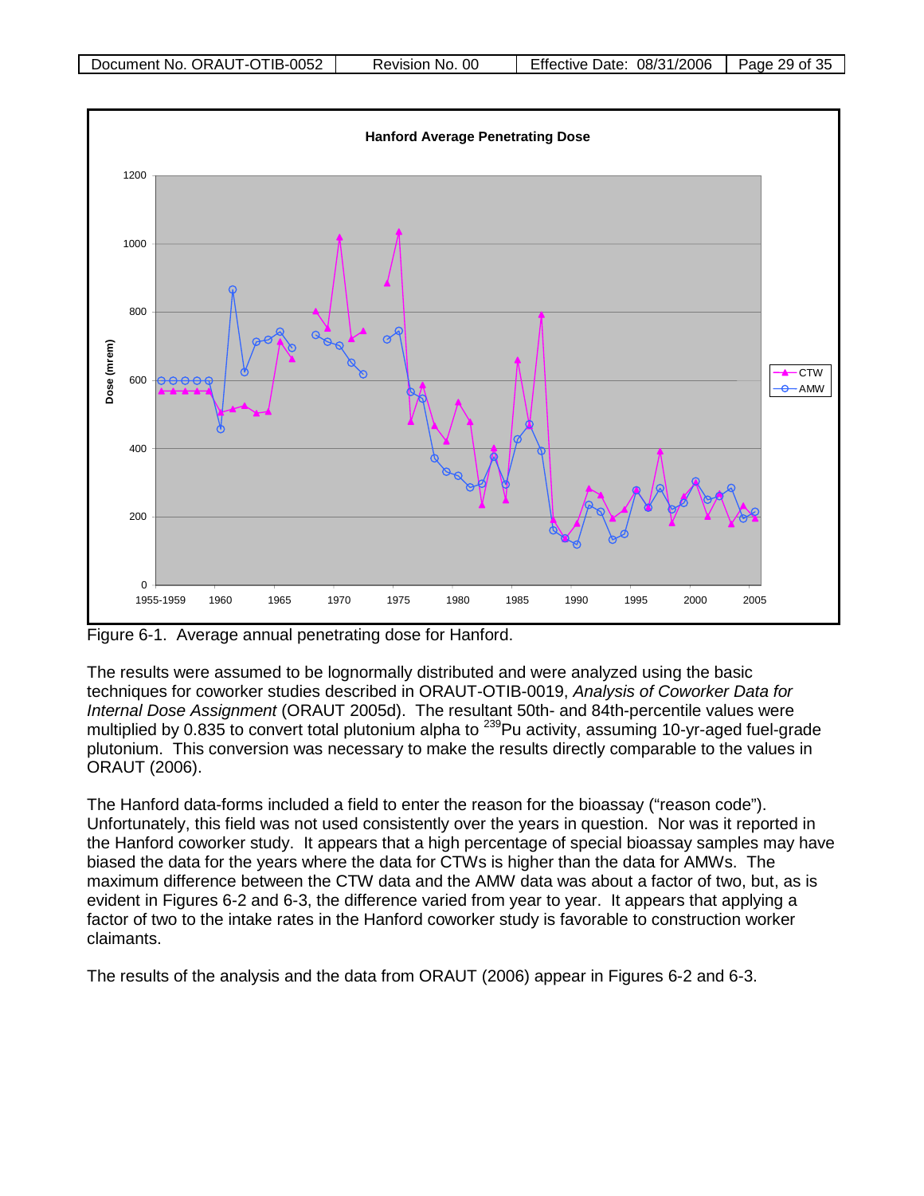Figure 6-1. Average annual penetrating dose for Hanford.

The results were assumed to be lognormally distributed and were analyzed using the basic techniques for coworker studies described in ORAUT-OTIB-0019, *Analysis of Coworker Data for Internal Dose Assignment* (ORAUT 2005d). The resultant 50th- and 84th-percentile values were multiplied by 0.835 to convert total plutonium alpha to $^{239}$Pu activity, assuming 10-yr-aged fuel-grade plutonium. This conversion was necessary to make the results directly comparable to the values in ORAUT (2006).

The Hanford data-forms included a field to enter the reason for the bioassay ("reason code"). Unfortunately, this field was not used consistently over the years in question. Nor was it reported in the Hanford coworker study. It appears that a high percentage of special bioassay samples may have biased the data for the years where the data for CTWs is higher than the data for AMWs. The maximum difference between the CTW data and the AMW data was about a factor of two, but, as is evident in Figures 6-2 and 6-3, the difference varied from year to year. It appears that applying a factor of two to the intake rates in the Hanford coworker study is favorable to construction worker claimants.

The results of the analysis and the data from ORAUT (2006) appear in Figures 6-2 and 6-3.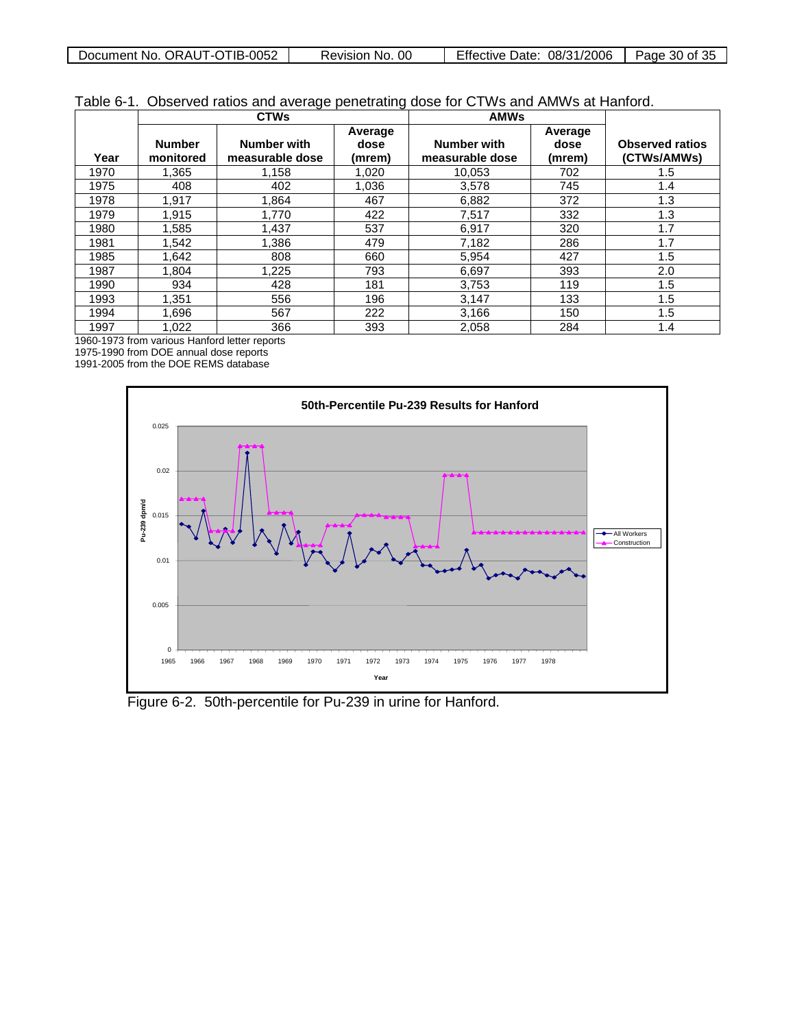Table 6-1. Observed ratios and average penetrating dose for CTWs and AMWs at Hanford.

| Year | CTWs | | | AMWs | | Observed ratios (CTWs/AMWs) |
|---|---|---|---|---|---|---|
| | Number monitored | Number with measurable dose | Average dose (mrem) | Number with measurable dose | Average dose (mrem) | |
| 1970 | 1,365 | 1,158 | 1,020 | 10,053 | 702 | 1.5 |
| 1975 | 408 | 402 | 1,036 | 3,578 | 745 | 1.4 |
| 1978 | 1,917 | 1,864 | 467 | 6,882 | 372 | 1.3 |
| 1979 | 1,915 | 1,770 | 422 | 7,517 | 332 | 1.3 |
| 1980 | 1,585 | 1,437 | 537 | 6,917 | 320 | 1.7 |
| 1981 | 1,542 | 1,386 | 479 | 7,182 | 286 | 1.7 |
| 1985 | 1,642 | 808 | 660 | 5,954 | 427 | 1.5 |
| 1987 | 1,804 | 1,225 | 793 | 6,697 | 393 | 2.0 |
| 1990 | 934 | 428 | 181 | 3,753 | 119 | 1.5 |
| 1993 | 1,351 | 556 | 196 | 3,147 | 133 | 1.5 |
| 1994 | 1,696 | 567 | 222 | 3,166 | 150 | 1.5 |
| 1997 | 1,022 | 366 | 393 | 2,058 | 284 | 1.4 |

1960-1973 from various Hanford letter reports
1975-1990 from DOE annual dose reports
1991-2005 from the DOE REMS database

Figure 6-2. 50th-percentile for Pu-239 in urine for Hanford.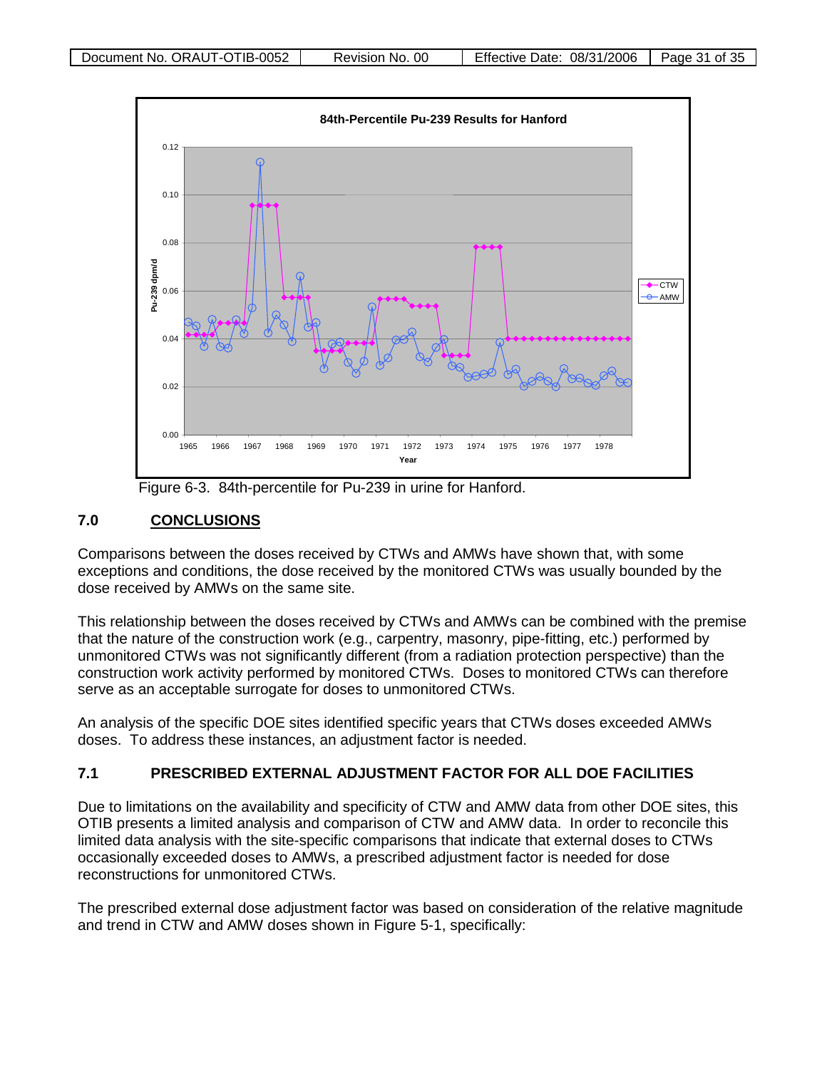Figure 6-3. 84th-percentile for Pu-239 in urine for Hanford.

## 7.0 CONCLUSIONS

Comparisons between the doses received by CTWs and AMWs have shown that, with some exceptions and conditions, the dose received by the monitored CTWs was usually bounded by the dose received by AMWs on the same site.

This relationship between the doses received by CTWs and AMWs can be combined with the premise that the nature of the construction work (e.g., carpentry, masonry, pipe-fitting, etc.) performed by unmonitored CTWs was not significantly different (from a radiation protection perspective) than the construction work activity performed by monitored CTWs. Doses to monitored CTWs can therefore serve as an acceptable surrogate for doses to unmonitored CTWs.

An analysis of the specific DOE sites identified specific years that CTWs doses exceeded AMWs doses. To address these instances, an adjustment factor is needed.

### 7.1 PRESCRIBED EXTERNAL ADJUSTMENT FACTOR FOR ALL DOE FACILITIES

Due to limitations on the availability and specificity of CTW and AMW data from other DOE sites, this OTIB presents a limited analysis and comparison of CTW and AMW data. In order to reconcile this limited data analysis with the site-specific comparisons that indicate that external doses to CTWs occasionally exceeded doses to AMWs, a prescribed adjustment factor is needed for dose reconstructions for unmonitored CTWs.

The prescribed external dose adjustment factor was based on consideration of the relative magnitude and trend in CTW and AMW doses shown in Figure 5-1, specifically: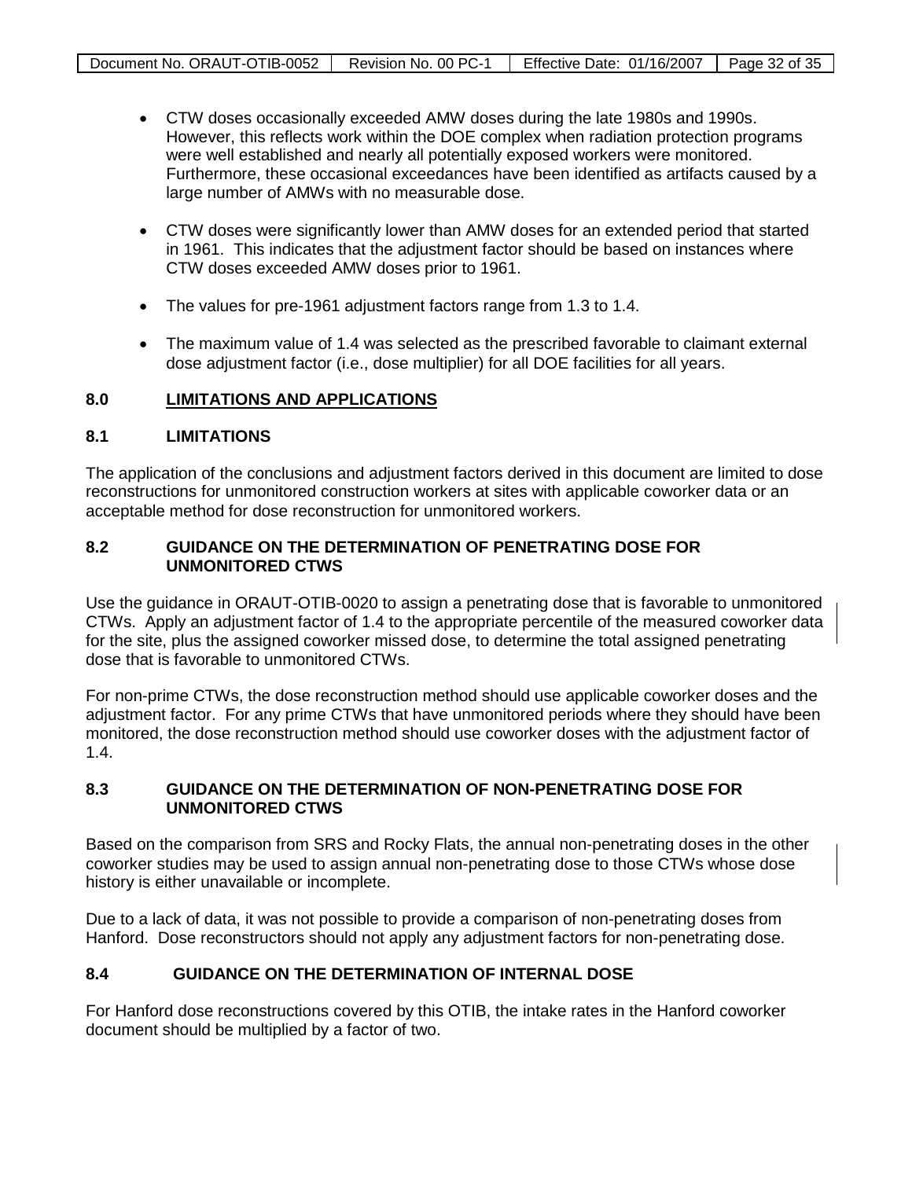- CTW doses occasionally exceeded AMW doses during the late 1980s and 1990s. However, this reflects work within the DOE complex when radiation protection programs were well established and nearly all potentially exposed workers were monitored. Furthermore, these occasional exceedances have been identified as artifacts caused by a large number of AMWs with no measurable dose.
- CTW doses were significantly lower than AMW doses for an extended period that started in 1961. This indicates that the adjustment factor should be based on instances where CTW doses exceeded AMW doses prior to 1961.
- The values for pre-1961 adjustment factors range from 1.3 to 1.4.
- The maximum value of 1.4 was selected as the prescribed favorable to claimant external dose adjustment factor (i.e., dose multiplier) for all DOE facilities for all years.

## 8.0 LIMITATIONS AND APPLICATIONS

### 8.1 LIMITATIONS

The application of the conclusions and adjustment factors derived in this document are limited to dose reconstructions for unmonitored construction workers at sites with applicable coworker data or an acceptable method for dose reconstruction for unmonitored workers.

### 8.2 GUIDANCE ON THE DETERMINATION OF PENETRATING DOSE FOR UNMONITORED CTWS

Use the guidance in ORAUT-OTIB-0020 to assign a penetrating dose that is favorable to unmonitored CTWs. Apply an adjustment factor of 1.4 to the appropriate percentile of the measured coworker data for the site, plus the assigned coworker missed dose, to determine the total assigned penetrating dose that is favorable to unmonitored CTWs.

For non-prime CTWs, the dose reconstruction method should use applicable coworker doses and the adjustment factor. For any prime CTWs that have unmonitored periods where they should have been monitored, the dose reconstruction method should use coworker doses with the adjustment factor of 1.4.

### 8.3 GUIDANCE ON THE DETERMINATION OF NON-PENETRATING DOSE FOR UNMONITORED CTWS

Based on the comparison from SRS and Rocky Flats, the annual non-penetrating doses in the other coworker studies may be used to assign annual non-penetrating dose to those CTWs whose dose history is either unavailable or incomplete.

Due to a lack of data, it was not possible to provide a comparison of non-penetrating doses from Hanford. Dose reconstructors should not apply any adjustment factors for non-penetrating dose.

### 8.4 GUIDANCE ON THE DETERMINATION OF INTERNAL DOSE

For Hanford dose reconstructions covered by this OTIB, the intake rates in the Hanford coworker document should be multiplied by a factor of two.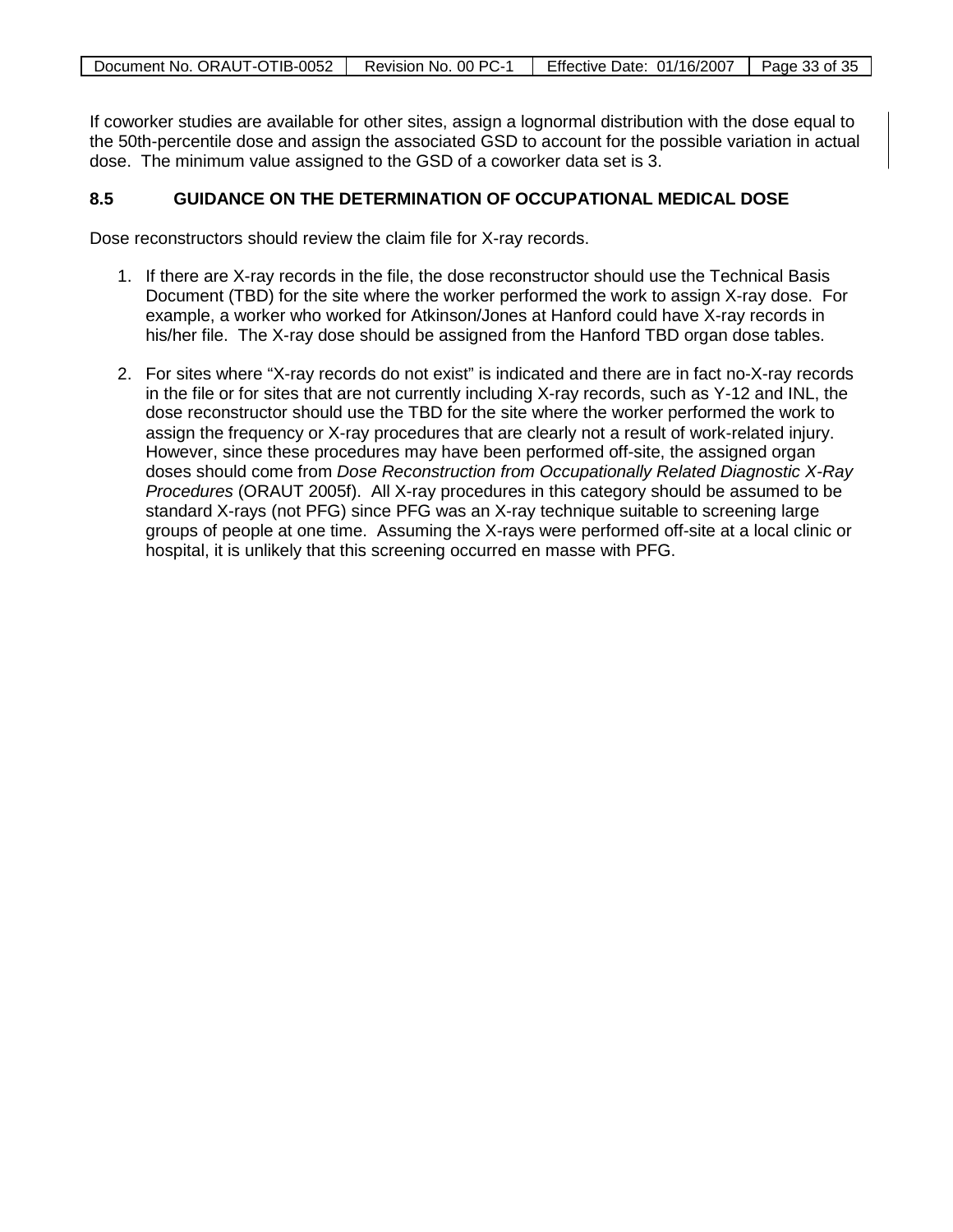If coworker studies are available for other sites, assign a lognormal distribution with the dose equal to the 50th-percentile dose and assign the associated GSD to account for the possible variation in actual dose. The minimum value assigned to the GSD of a coworker data set is 3.

## 8.5 GUIDANCE ON THE DETERMINATION OF OCCUPATIONAL MEDICAL DOSE

Dose reconstructors should review the claim file for X-ray records.

1. If there are X-ray records in the file, the dose reconstructor should use the Technical Basis Document (TBD) for the site where the worker performed the work to assign X-ray dose. For example, a worker who worked for Atkinson/Jones at Hanford could have X-ray records in his/her file. The X-ray dose should be assigned from the Hanford TBD organ dose tables.

2. For sites where "X-ray records do not exist" is indicated and there are in fact no-X-ray records in the file or for sites that are not currently including X-ray records, such as Y-12 and INL, the dose reconstructor should use the TBD for the site where the worker performed the work to assign the frequency or X-ray procedures that are clearly not a result of work-related injury. However, since these procedures may have been performed off-site, the assigned organ doses should come from *Dose Reconstruction from Occupationally Related Diagnostic X-Ray Procedures* (ORAUT 2005f). All X-ray procedures in this category should be assumed to be standard X-rays (not PFG) since PFG was an X-ray technique suitable to screening large groups of people at one time. Assuming the X-rays were performed off-site at a local clinic or hospital, it is unlikely that this screening occurred en masse with PFG.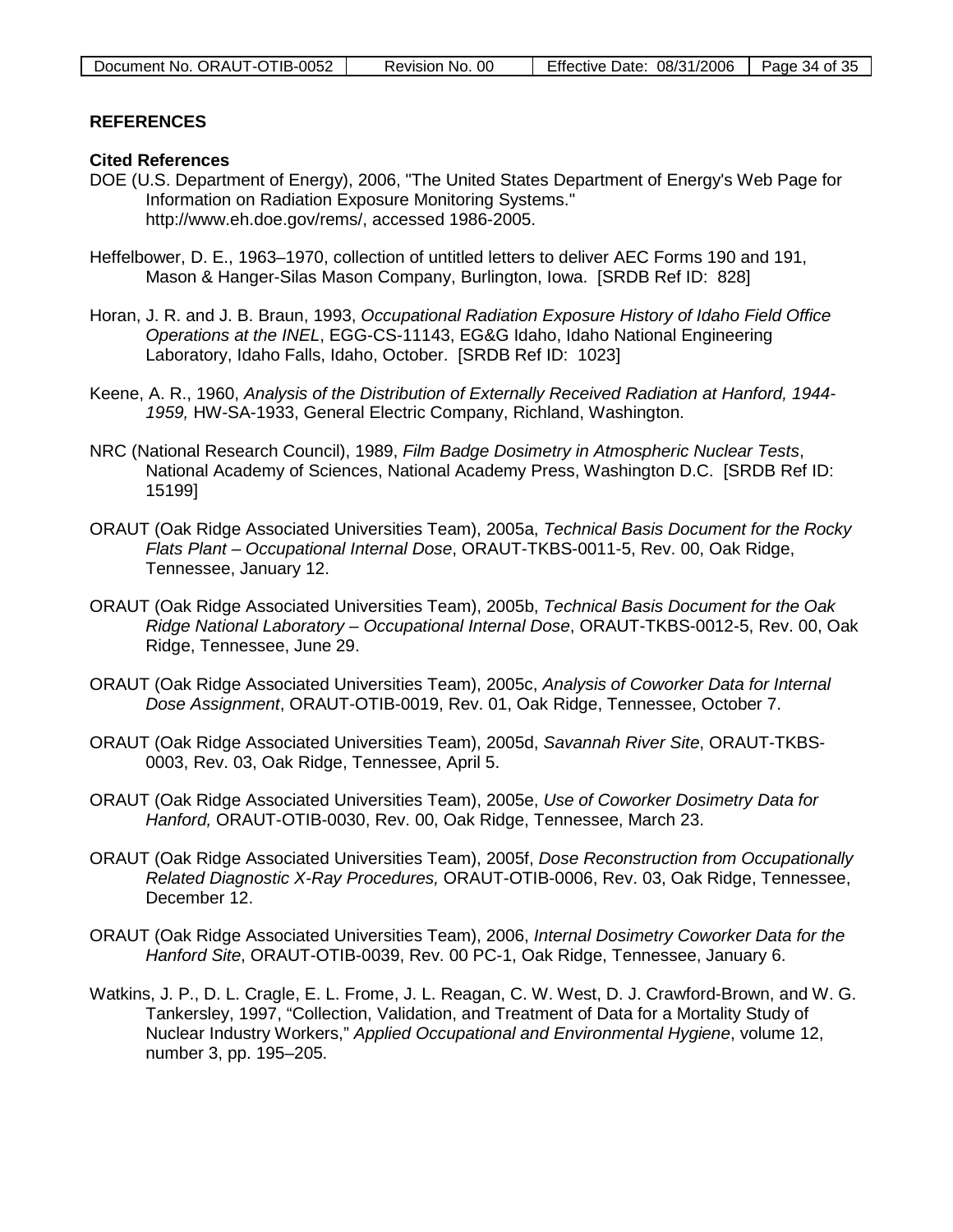## REFERENCES

### Cited References

DOE (U.S. Department of Energy), 2006, "The United States Department of Energy's Web Page for Information on Radiation Exposure Monitoring Systems." http://www.eh.doe.gov/rems/, accessed 1986-2005.

Heffelbower, D. E., 1963–1970, collection of untitled letters to deliver AEC Forms 190 and 191, Mason & Hanger-Silas Mason Company, Burlington, Iowa. [SRDB Ref ID: 828]

Horan, J. R. and J. B. Braun, 1993, *Occupational Radiation Exposure History of Idaho Field Office Operations at the INEL*, EGG-CS-11143, EG&G Idaho, Idaho National Engineering Laboratory, Idaho Falls, Idaho, October. [SRDB Ref ID: 1023]

Keene, A. R., 1960, *Analysis of the Distribution of Externally Received Radiation at Hanford, 1944-1959,* HW-SA-1933, General Electric Company, Richland, Washington.

NRC (National Research Council), 1989, *Film Badge Dosimetry in Atmospheric Nuclear Tests*, National Academy of Sciences, National Academy Press, Washington D.C. [SRDB Ref ID: 15199]

ORAUT (Oak Ridge Associated Universities Team), 2005a, *Technical Basis Document for the Rocky Flats Plant – Occupational Internal Dose*, ORAUT-TKBS-0011-5, Rev. 00, Oak Ridge, Tennessee, January 12.

ORAUT (Oak Ridge Associated Universities Team), 2005b, *Technical Basis Document for the Oak Ridge National Laboratory – Occupational Internal Dose*, ORAUT-TKBS-0012-5, Rev. 00, Oak Ridge, Tennessee, June 29.

ORAUT (Oak Ridge Associated Universities Team), 2005c, *Analysis of Coworker Data for Internal Dose Assignment*, ORAUT-OTIB-0019, Rev. 01, Oak Ridge, Tennessee, October 7.

ORAUT (Oak Ridge Associated Universities Team), 2005d, *Savannah River Site*, ORAUT-TKBS-0003, Rev. 03, Oak Ridge, Tennessee, April 5.

ORAUT (Oak Ridge Associated Universities Team), 2005e, *Use of Coworker Dosimetry Data for Hanford,* ORAUT-OTIB-0030, Rev. 00, Oak Ridge, Tennessee, March 23.

ORAUT (Oak Ridge Associated Universities Team), 2005f, *Dose Reconstruction from Occupationally Related Diagnostic X-Ray Procedures,* ORAUT-OTIB-0006, Rev. 03, Oak Ridge, Tennessee, December 12.

ORAUT (Oak Ridge Associated Universities Team), 2006, *Internal Dosimetry Coworker Data for the Hanford Site*, ORAUT-OTIB-0039, Rev. 00 PC-1, Oak Ridge, Tennessee, January 6.

Watkins, J. P., D. L. Cragle, E. L. Frome, J. L. Reagan, C. W. West, D. J. Crawford-Brown, and W. G. Tankersley, 1997, "Collection, Validation, and Treatment of Data for a Mortality Study of Nuclear Industry Workers," *Applied Occupational and Environmental Hygiene*, volume 12, number 3, pp. 195–205.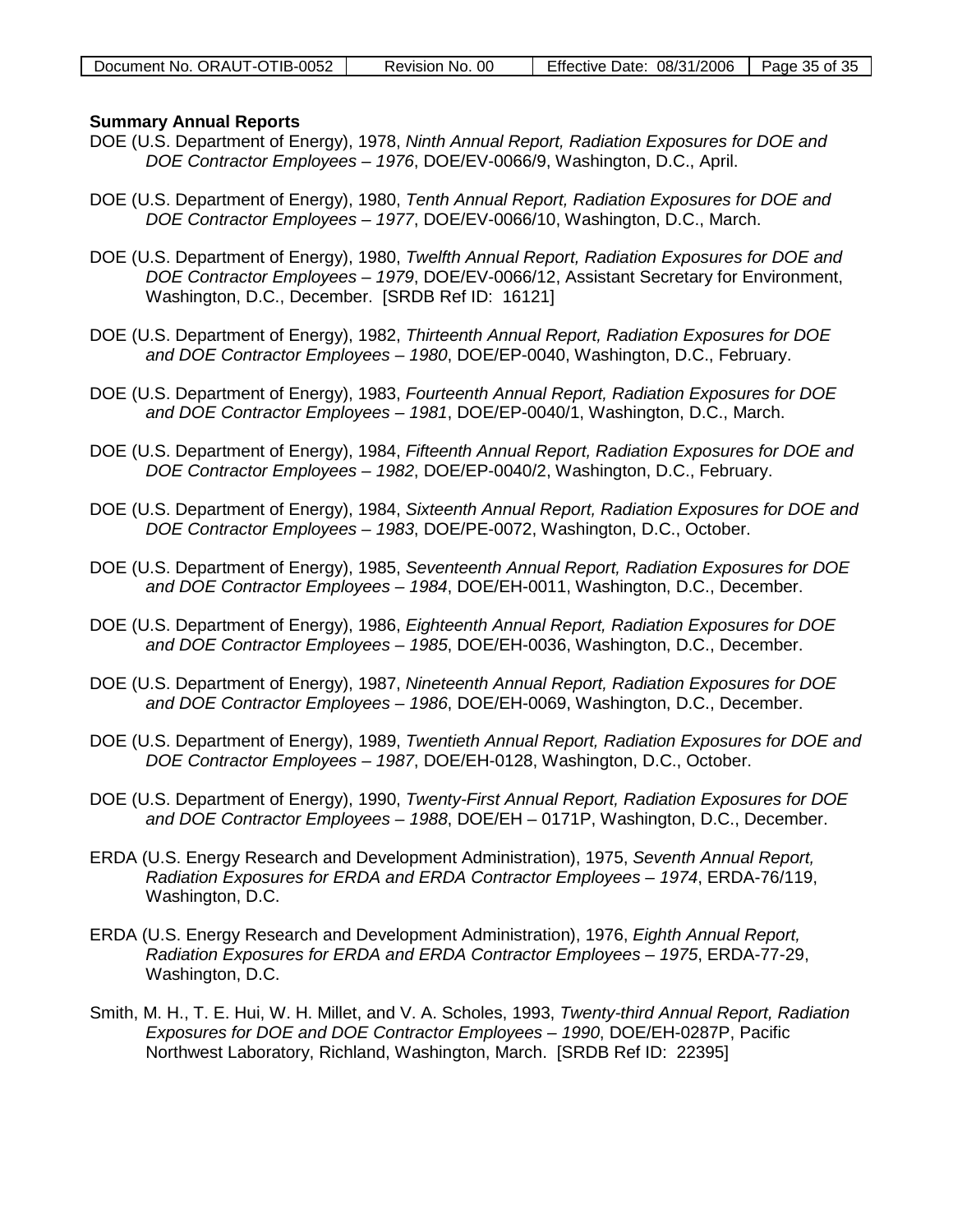**Summary Annual Reports**

DOE (U.S. Department of Energy), 1978, *Ninth Annual Report, Radiation Exposures for DOE and DOE Contractor Employees – 1976*, DOE/EV-0066/9, Washington, D.C., April.

DOE (U.S. Department of Energy), 1980, *Tenth Annual Report, Radiation Exposures for DOE and DOE Contractor Employees – 1977*, DOE/EV-0066/10, Washington, D.C., March.

DOE (U.S. Department of Energy), 1980, *Twelfth Annual Report, Radiation Exposures for DOE and DOE Contractor Employees – 1979*, DOE/EV-0066/12, Assistant Secretary for Environment, Washington, D.C., December. [SRDB Ref ID: 16121]

DOE (U.S. Department of Energy), 1982, *Thirteenth Annual Report, Radiation Exposures for DOE and DOE Contractor Employees – 1980*, DOE/EP-0040, Washington, D.C., February.

DOE (U.S. Department of Energy), 1983, *Fourteenth Annual Report, Radiation Exposures for DOE and DOE Contractor Employees – 1981*, DOE/EP-0040/1, Washington, D.C., March.

DOE (U.S. Department of Energy), 1984, *Fifteenth Annual Report, Radiation Exposures for DOE and DOE Contractor Employees – 1982*, DOE/EP-0040/2, Washington, D.C., February.

DOE (U.S. Department of Energy), 1984, *Sixteenth Annual Report, Radiation Exposures for DOE and DOE Contractor Employees – 1983*, DOE/PE-0072, Washington, D.C., October.

DOE (U.S. Department of Energy), 1985, *Seventeenth Annual Report, Radiation Exposures for DOE and DOE Contractor Employees – 1984*, DOE/EH-0011, Washington, D.C., December.

DOE (U.S. Department of Energy), 1986, *Eighteenth Annual Report, Radiation Exposures for DOE and DOE Contractor Employees – 1985*, DOE/EH-0036, Washington, D.C., December.

DOE (U.S. Department of Energy), 1987, *Nineteenth Annual Report, Radiation Exposures for DOE and DOE Contractor Employees – 1986*, DOE/EH-0069, Washington, D.C., December.

DOE (U.S. Department of Energy), 1989, *Twentieth Annual Report, Radiation Exposures for DOE and DOE Contractor Employees – 1987*, DOE/EH-0128, Washington, D.C., October.

DOE (U.S. Department of Energy), 1990, *Twenty-First Annual Report, Radiation Exposures for DOE and DOE Contractor Employees – 1988*, DOE/EH – 0171P, Washington, D.C., December.

ERDA (U.S. Energy Research and Development Administration), 1975, *Seventh Annual Report, Radiation Exposures for ERDA and ERDA Contractor Employees – 1974*, ERDA-76/119, Washington, D.C.

ERDA (U.S. Energy Research and Development Administration), 1976, *Eighth Annual Report, Radiation Exposures for ERDA and ERDA Contractor Employees – 1975*, ERDA-77-29, Washington, D.C.

Smith, M. H., T. E. Hui, W. H. Millet, and V. A. Scholes, 1993, *Twenty-third Annual Report, Radiation Exposures for DOE and DOE Contractor Employees – 1990*, DOE/EH-0287P, Pacific Northwest Laboratory, Richland, Washington, March. [SRDB Ref ID: 22395]